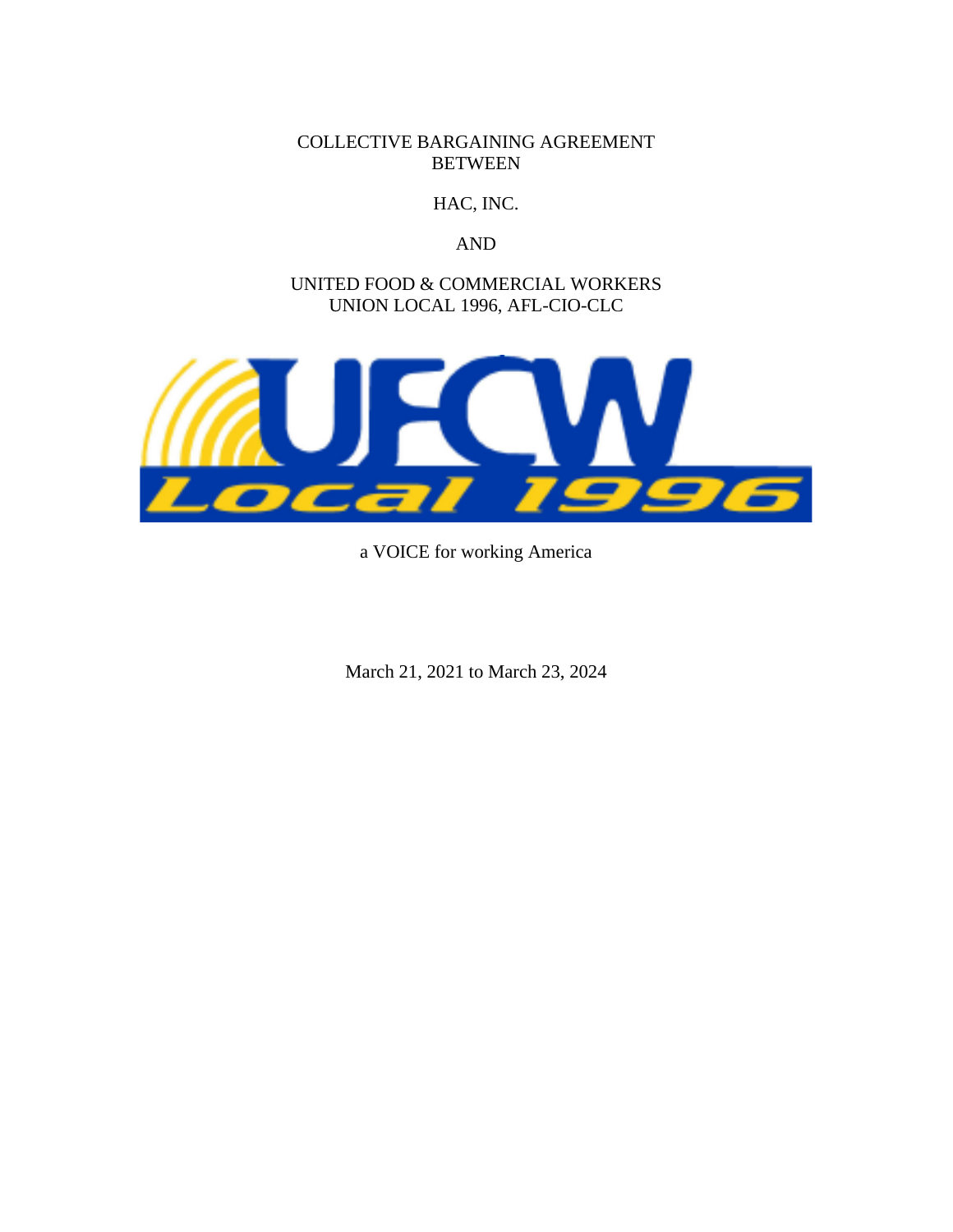COLLECTIVE BARGAINING AGREEMENT
BETWEEN

HAC, INC.

AND

UNITED FOOD & COMMERCIAL WORKERS
UNION LOCAL 1996, AFL-CIO-CLC

UFCW Local 1996

a VOICE for working America

March 21, 2021 to March 23, 2024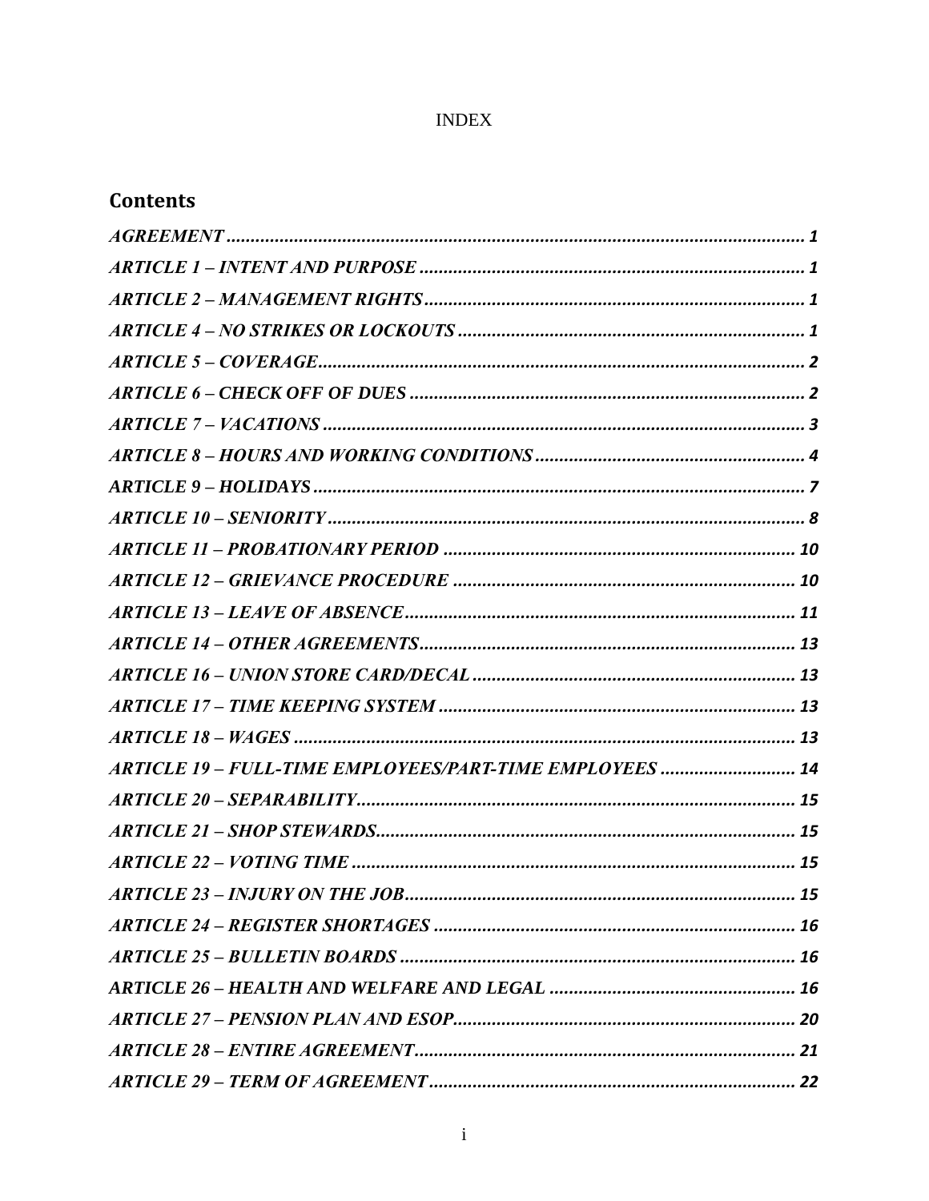INDEX

## Contents

*AGREEMENT* ........ 1

*ARTICLE 1 – INTENT AND PURPOSE* ........ 1

*ARTICLE 2 – MANAGEMENT RIGHTS* ........ 1

*ARTICLE 4 – NO STRIKES OR LOCKOUTS* ........ 1

*ARTICLE 5 – COVERAGE* ........ 2

*ARTICLE 6 – CHECK OFF OF DUES* ........ 2

*ARTICLE 7 – VACATIONS* ........ 3

*ARTICLE 8 – HOURS AND WORKING CONDITIONS* ........ 4

*ARTICLE 9 – HOLIDAYS* ........ 7

*ARTICLE 10 – SENIORITY* ........ 8

*ARTICLE 11 – PROBATIONARY PERIOD* ........ 10

*ARTICLE 12 – GRIEVANCE PROCEDURE* ........ 10

*ARTICLE 13 – LEAVE OF ABSENCE* ........ 11

*ARTICLE 14 – OTHER AGREEMENTS* ........ 13

*ARTICLE 16 – UNION STORE CARD/DECAL* ........ 13

*ARTICLE 17 – TIME KEEPING SYSTEM* ........ 13

*ARTICLE 18 – WAGES* ........ 13

*ARTICLE 19 – FULL-TIME EMPLOYEES/PART-TIME EMPLOYEES* ........ 14

*ARTICLE 20 – SEPARABILITY* ........ 15

*ARTICLE 21 – SHOP STEWARDS* ........ 15

*ARTICLE 22 – VOTING TIME* ........ 15

*ARTICLE 23 – INJURY ON THE JOB* ........ 15

*ARTICLE 24 – REGISTER SHORTAGES* ........ 16

*ARTICLE 25 – BULLETIN BOARDS* ........ 16

*ARTICLE 26 – HEALTH AND WELFARE AND LEGAL* ........ 16

*ARTICLE 27 – PENSION PLAN AND ESOP* ........ 20

*ARTICLE 28 – ENTIRE AGREEMENT* ........ 21

*ARTICLE 29 – TERM OF AGREEMENT* ........ 22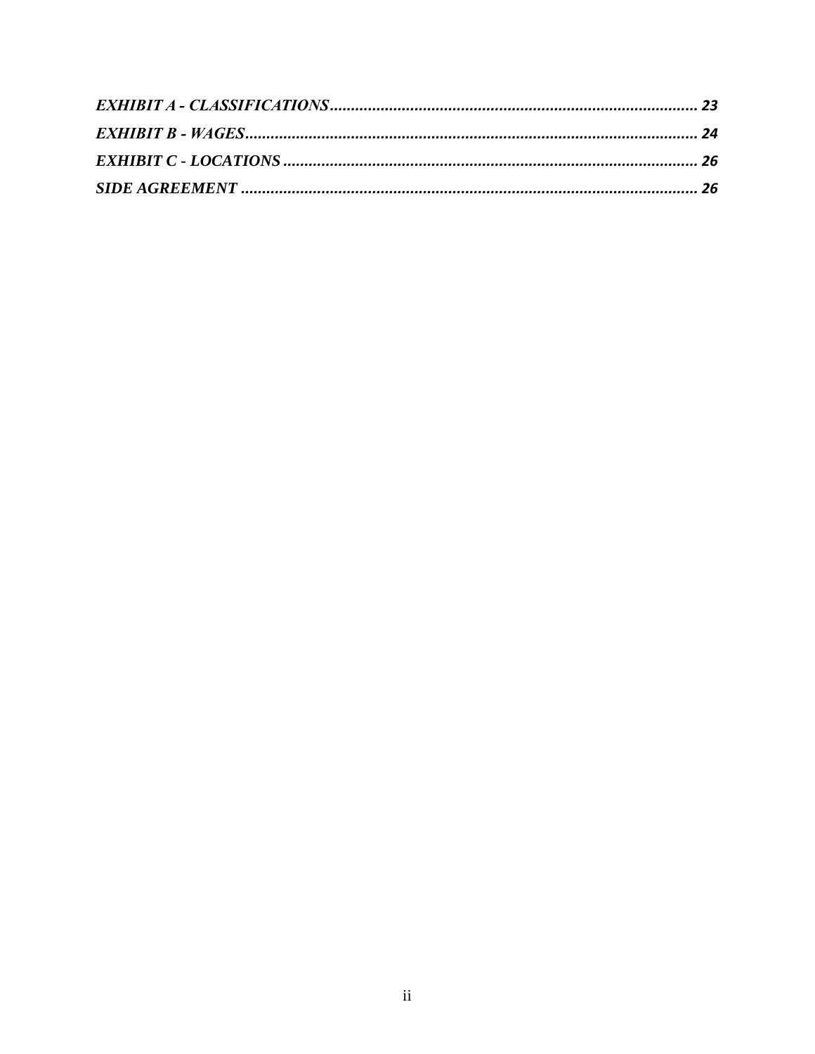***EXHIBIT A - CLASSIFICATIONS*** ........................................................................................ ***23***

***EXHIBIT B - WAGES*** ........................................................................................................... ***24***

***EXHIBIT C - LOCATIONS*** .................................................................................................. ***26***

***SIDE AGREEMENT*** ............................................................................................................ ***26***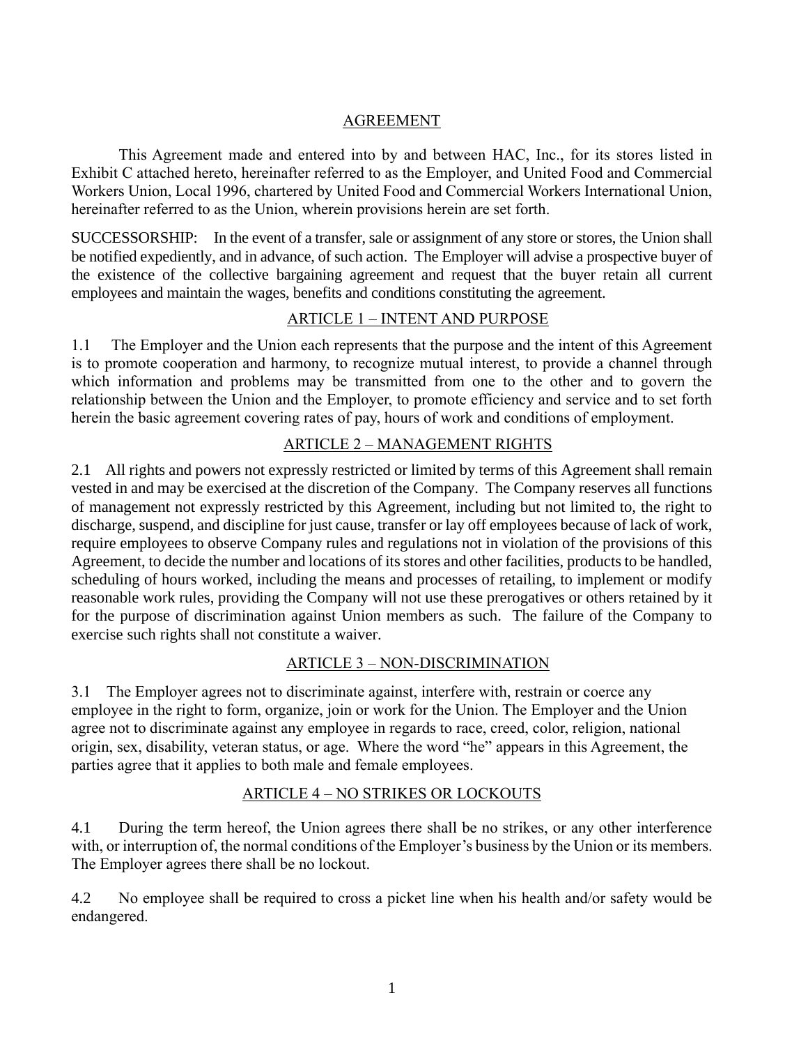## AGREEMENT

This Agreement made and entered into by and between HAC, Inc., for its stores listed in Exhibit C attached hereto, hereinafter referred to as the Employer, and United Food and Commercial Workers Union, Local 1996, chartered by United Food and Commercial Workers International Union, hereinafter referred to as the Union, wherein provisions herein are set forth.

SUCCESSORSHIP: In the event of a transfer, sale or assignment of any store or stores, the Union shall be notified expediently, and in advance, of such action. The Employer will advise a prospective buyer of the existence of the collective bargaining agreement and request that the buyer retain all current employees and maintain the wages, benefits and conditions constituting the agreement.

## ARTICLE 1 – INTENT AND PURPOSE

1.1 The Employer and the Union each represents that the purpose and the intent of this Agreement is to promote cooperation and harmony, to recognize mutual interest, to provide a channel through which information and problems may be transmitted from one to the other and to govern the relationship between the Union and the Employer, to promote efficiency and service and to set forth herein the basic agreement covering rates of pay, hours of work and conditions of employment.

## ARTICLE 2 – MANAGEMENT RIGHTS

2.1 All rights and powers not expressly restricted or limited by terms of this Agreement shall remain vested in and may be exercised at the discretion of the Company. The Company reserves all functions of management not expressly restricted by this Agreement, including but not limited to, the right to discharge, suspend, and discipline for just cause, transfer or lay off employees because of lack of work, require employees to observe Company rules and regulations not in violation of the provisions of this Agreement, to decide the number and locations of its stores and other facilities, products to be handled, scheduling of hours worked, including the means and processes of retailing, to implement or modify reasonable work rules, providing the Company will not use these prerogatives or others retained by it for the purpose of discrimination against Union members as such. The failure of the Company to exercise such rights shall not constitute a waiver.

## ARTICLE 3 – NON-DISCRIMINATION

3.1 The Employer agrees not to discriminate against, interfere with, restrain or coerce any employee in the right to form, organize, join or work for the Union. The Employer and the Union agree not to discriminate against any employee in regards to race, creed, color, religion, national origin, sex, disability, veteran status, or age. Where the word "he" appears in this Agreement, the parties agree that it applies to both male and female employees.

## ARTICLE 4 – NO STRIKES OR LOCKOUTS

4.1 During the term hereof, the Union agrees there shall be no strikes, or any other interference with, or interruption of, the normal conditions of the Employer's business by the Union or its members. The Employer agrees there shall be no lockout.

4.2 No employee shall be required to cross a picket line when his health and/or safety would be endangered.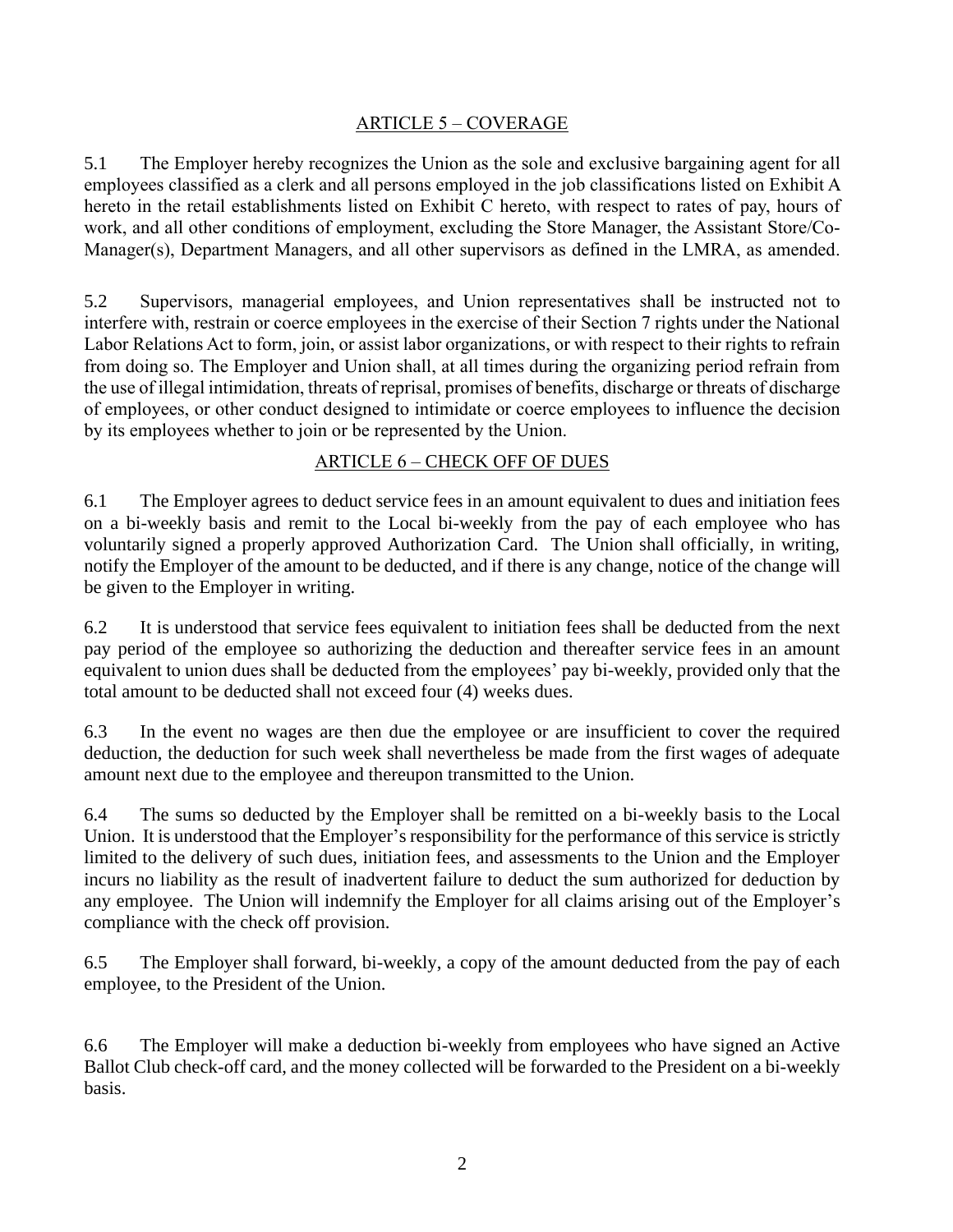## ARTICLE 5 – COVERAGE

5.1 The Employer hereby recognizes the Union as the sole and exclusive bargaining agent for all employees classified as a clerk and all persons employed in the job classifications listed on Exhibit A hereto in the retail establishments listed on Exhibit C hereto, with respect to rates of pay, hours of work, and all other conditions of employment, excluding the Store Manager, the Assistant Store/Co-Manager(s), Department Managers, and all other supervisors as defined in the LMRA, as amended.

5.2 Supervisors, managerial employees, and Union representatives shall be instructed not to interfere with, restrain or coerce employees in the exercise of their Section 7 rights under the National Labor Relations Act to form, join, or assist labor organizations, or with respect to their rights to refrain from doing so. The Employer and Union shall, at all times during the organizing period refrain from the use of illegal intimidation, threats of reprisal, promises of benefits, discharge or threats of discharge of employees, or other conduct designed to intimidate or coerce employees to influence the decision by its employees whether to join or be represented by the Union.

## ARTICLE 6 – CHECK OFF OF DUES

6.1 The Employer agrees to deduct service fees in an amount equivalent to dues and initiation fees on a bi-weekly basis and remit to the Local bi-weekly from the pay of each employee who has voluntarily signed a properly approved Authorization Card. The Union shall officially, in writing, notify the Employer of the amount to be deducted, and if there is any change, notice of the change will be given to the Employer in writing.

6.2 It is understood that service fees equivalent to initiation fees shall be deducted from the next pay period of the employee so authorizing the deduction and thereafter service fees in an amount equivalent to union dues shall be deducted from the employees' pay bi-weekly, provided only that the total amount to be deducted shall not exceed four (4) weeks dues.

6.3 In the event no wages are then due the employee or are insufficient to cover the required deduction, the deduction for such week shall nevertheless be made from the first wages of adequate amount next due to the employee and thereupon transmitted to the Union.

6.4 The sums so deducted by the Employer shall be remitted on a bi-weekly basis to the Local Union. It is understood that the Employer's responsibility for the performance of this service is strictly limited to the delivery of such dues, initiation fees, and assessments to the Union and the Employer incurs no liability as the result of inadvertent failure to deduct the sum authorized for deduction by any employee. The Union will indemnify the Employer for all claims arising out of the Employer's compliance with the check off provision.

6.5 The Employer shall forward, bi-weekly, a copy of the amount deducted from the pay of each employee, to the President of the Union.

6.6 The Employer will make a deduction bi-weekly from employees who have signed an Active Ballot Club check-off card, and the money collected will be forwarded to the President on a bi-weekly basis.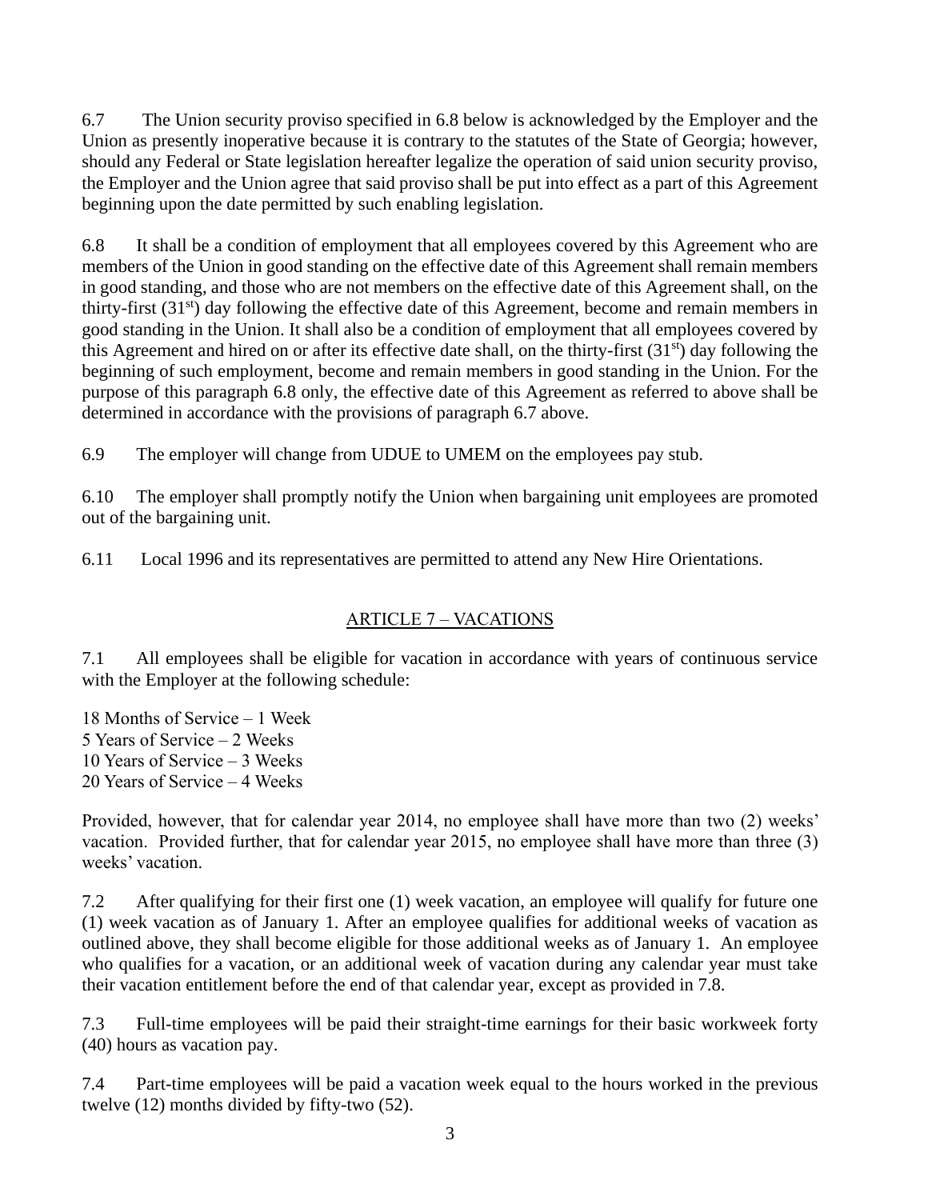6.7 The Union security proviso specified in 6.8 below is acknowledged by the Employer and the Union as presently inoperative because it is contrary to the statutes of the State of Georgia; however, should any Federal or State legislation hereafter legalize the operation of said union security proviso, the Employer and the Union agree that said proviso shall be put into effect as a part of this Agreement beginning upon the date permitted by such enabling legislation.

6.8 It shall be a condition of employment that all employees covered by this Agreement who are members of the Union in good standing on the effective date of this Agreement shall remain members in good standing, and those who are not members on the effective date of this Agreement shall, on the thirty-first (31st) day following the effective date of this Agreement, become and remain members in good standing in the Union. It shall also be a condition of employment that all employees covered by this Agreement and hired on or after its effective date shall, on the thirty-first (31st) day following the beginning of such employment, become and remain members in good standing in the Union. For the purpose of this paragraph 6.8 only, the effective date of this Agreement as referred to above shall be determined in accordance with the provisions of paragraph 6.7 above.

6.9 The employer will change from UDUE to UMEM on the employees pay stub.

6.10 The employer shall promptly notify the Union when bargaining unit employees are promoted out of the bargaining unit.

6.11 Local 1996 and its representatives are permitted to attend any New Hire Orientations.

## ARTICLE 7 – VACATIONS

7.1 All employees shall be eligible for vacation in accordance with years of continuous service with the Employer at the following schedule:

18 Months of Service – 1 Week
5 Years of Service – 2 Weeks
10 Years of Service – 3 Weeks
20 Years of Service – 4 Weeks

Provided, however, that for calendar year 2014, no employee shall have more than two (2) weeks' vacation. Provided further, that for calendar year 2015, no employee shall have more than three (3) weeks' vacation.

7.2 After qualifying for their first one (1) week vacation, an employee will qualify for future one (1) week vacation as of January 1. After an employee qualifies for additional weeks of vacation as outlined above, they shall become eligible for those additional weeks as of January 1. An employee who qualifies for a vacation, or an additional week of vacation during any calendar year must take their vacation entitlement before the end of that calendar year, except as provided in 7.8.

7.3 Full-time employees will be paid their straight-time earnings for their basic workweek forty (40) hours as vacation pay.

7.4 Part-time employees will be paid a vacation week equal to the hours worked in the previous twelve (12) months divided by fifty-two (52).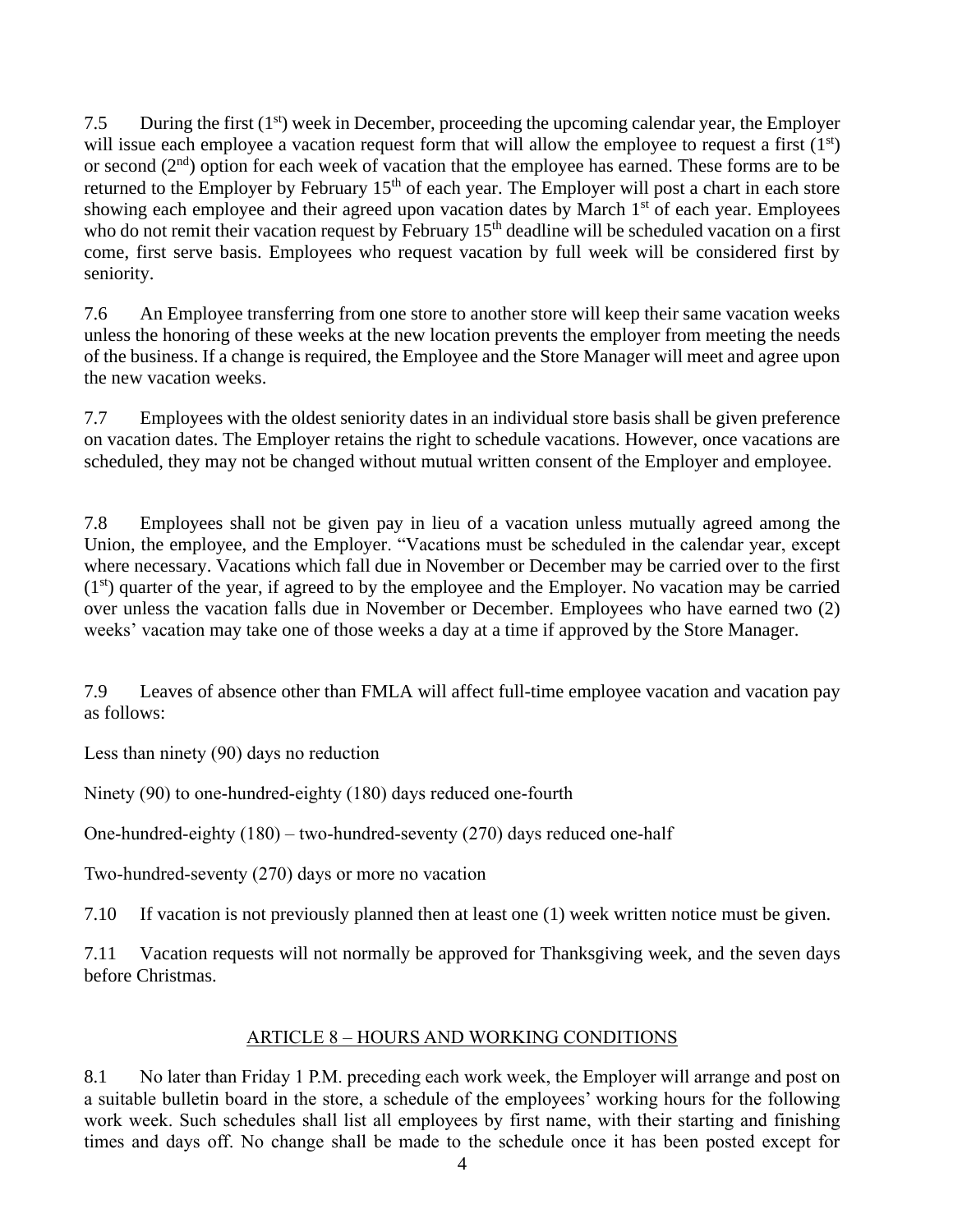7.5 During the first (1st) week in December, proceeding the upcoming calendar year, the Employer will issue each employee a vacation request form that will allow the employee to request a first (1st) or second (2nd) option for each week of vacation that the employee has earned. These forms are to be returned to the Employer by February 15th of each year. The Employer will post a chart in each store showing each employee and their agreed upon vacation dates by March 1st of each year. Employees who do not remit their vacation request by February 15th deadline will be scheduled vacation on a first come, first serve basis. Employees who request vacation by full week will be considered first by seniority.

7.6 An Employee transferring from one store to another store will keep their same vacation weeks unless the honoring of these weeks at the new location prevents the employer from meeting the needs of the business. If a change is required, the Employee and the Store Manager will meet and agree upon the new vacation weeks.

7.7 Employees with the oldest seniority dates in an individual store basis shall be given preference on vacation dates. The Employer retains the right to schedule vacations. However, once vacations are scheduled, they may not be changed without mutual written consent of the Employer and employee.

7.8 Employees shall not be given pay in lieu of a vacation unless mutually agreed among the Union, the employee, and the Employer. "Vacations must be scheduled in the calendar year, except where necessary. Vacations which fall due in November or December may be carried over to the first (1st) quarter of the year, if agreed to by the employee and the Employer. No vacation may be carried over unless the vacation falls due in November or December. Employees who have earned two (2) weeks' vacation may take one of those weeks a day at a time if approved by the Store Manager.

7.9 Leaves of absence other than FMLA will affect full-time employee vacation and vacation pay as follows:

Less than ninety (90) days no reduction

Ninety (90) to one-hundred-eighty (180) days reduced one-fourth

One-hundred-eighty (180) – two-hundred-seventy (270) days reduced one-half

Two-hundred-seventy (270) days or more no vacation

7.10 If vacation is not previously planned then at least one (1) week written notice must be given.

7.11 Vacation requests will not normally be approved for Thanksgiving week, and the seven days before Christmas.

## ARTICLE 8 – HOURS AND WORKING CONDITIONS

8.1 No later than Friday 1 P.M. preceding each work week, the Employer will arrange and post on a suitable bulletin board in the store, a schedule of the employees' working hours for the following work week. Such schedules shall list all employees by first name, with their starting and finishing times and days off. No change shall be made to the schedule once it has been posted except for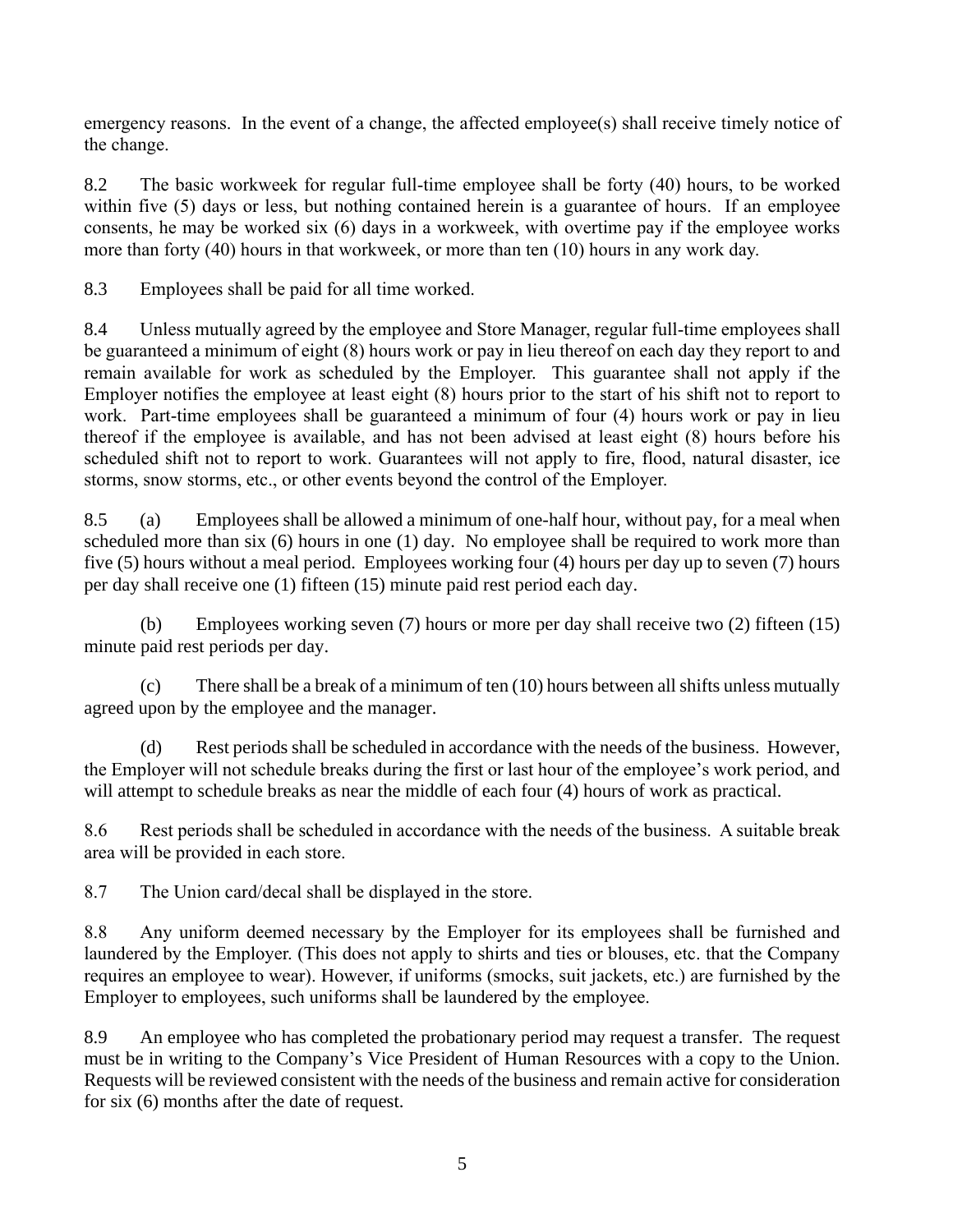emergency reasons. In the event of a change, the affected employee(s) shall receive timely notice of the change.

8.2 The basic workweek for regular full-time employee shall be forty (40) hours, to be worked within five (5) days or less, but nothing contained herein is a guarantee of hours. If an employee consents, he may be worked six (6) days in a workweek, with overtime pay if the employee works more than forty (40) hours in that workweek, or more than ten (10) hours in any work day.

8.3 Employees shall be paid for all time worked.

8.4 Unless mutually agreed by the employee and Store Manager, regular full-time employees shall be guaranteed a minimum of eight (8) hours work or pay in lieu thereof on each day they report to and remain available for work as scheduled by the Employer. This guarantee shall not apply if the Employer notifies the employee at least eight (8) hours prior to the start of his shift not to report to work. Part-time employees shall be guaranteed a minimum of four (4) hours work or pay in lieu thereof if the employee is available, and has not been advised at least eight (8) hours before his scheduled shift not to report to work. Guarantees will not apply to fire, flood, natural disaster, ice storms, snow storms, etc., or other events beyond the control of the Employer.

8.5 (a) Employees shall be allowed a minimum of one-half hour, without pay, for a meal when scheduled more than six (6) hours in one (1) day. No employee shall be required to work more than five (5) hours without a meal period. Employees working four (4) hours per day up to seven (7) hours per day shall receive one (1) fifteen (15) minute paid rest period each day.

(b) Employees working seven (7) hours or more per day shall receive two (2) fifteen (15) minute paid rest periods per day.

(c) There shall be a break of a minimum of ten (10) hours between all shifts unless mutually agreed upon by the employee and the manager.

(d) Rest periods shall be scheduled in accordance with the needs of the business. However, the Employer will not schedule breaks during the first or last hour of the employee's work period, and will attempt to schedule breaks as near the middle of each four (4) hours of work as practical.

8.6 Rest periods shall be scheduled in accordance with the needs of the business. A suitable break area will be provided in each store.

8.7 The Union card/decal shall be displayed in the store.

8.8 Any uniform deemed necessary by the Employer for its employees shall be furnished and laundered by the Employer. (This does not apply to shirts and ties or blouses, etc. that the Company requires an employee to wear). However, if uniforms (smocks, suit jackets, etc.) are furnished by the Employer to employees, such uniforms shall be laundered by the employee.

8.9 An employee who has completed the probationary period may request a transfer. The request must be in writing to the Company's Vice President of Human Resources with a copy to the Union. Requests will be reviewed consistent with the needs of the business and remain active for consideration for six (6) months after the date of request.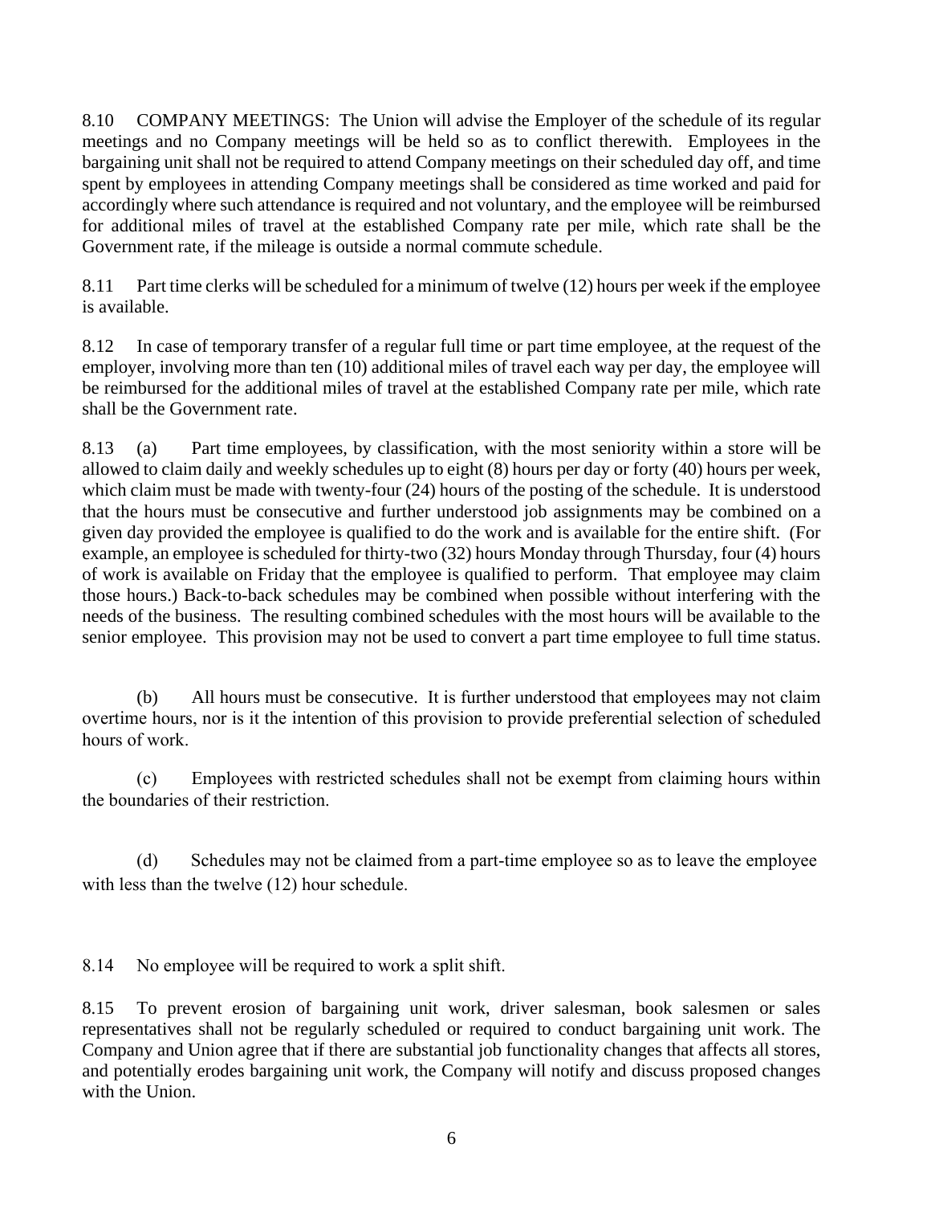8.10 COMPANY MEETINGS: The Union will advise the Employer of the schedule of its regular meetings and no Company meetings will be held so as to conflict therewith. Employees in the bargaining unit shall not be required to attend Company meetings on their scheduled day off, and time spent by employees in attending Company meetings shall be considered as time worked and paid for accordingly where such attendance is required and not voluntary, and the employee will be reimbursed for additional miles of travel at the established Company rate per mile, which rate shall be the Government rate, if the mileage is outside a normal commute schedule.

8.11 Part time clerks will be scheduled for a minimum of twelve (12) hours per week if the employee is available.

8.12 In case of temporary transfer of a regular full time or part time employee, at the request of the employer, involving more than ten (10) additional miles of travel each way per day, the employee will be reimbursed for the additional miles of travel at the established Company rate per mile, which rate shall be the Government rate.

8.13 (a) Part time employees, by classification, with the most seniority within a store will be allowed to claim daily and weekly schedules up to eight (8) hours per day or forty (40) hours per week, which claim must be made with twenty-four (24) hours of the posting of the schedule. It is understood that the hours must be consecutive and further understood job assignments may be combined on a given day provided the employee is qualified to do the work and is available for the entire shift. (For example, an employee is scheduled for thirty-two (32) hours Monday through Thursday, four (4) hours of work is available on Friday that the employee is qualified to perform. That employee may claim those hours.) Back-to-back schedules may be combined when possible without interfering with the needs of the business. The resulting combined schedules with the most hours will be available to the senior employee. This provision may not be used to convert a part time employee to full time status.

(b) All hours must be consecutive. It is further understood that employees may not claim overtime hours, nor is it the intention of this provision to provide preferential selection of scheduled hours of work.

(c) Employees with restricted schedules shall not be exempt from claiming hours within the boundaries of their restriction.

(d) Schedules may not be claimed from a part-time employee so as to leave the employee with less than the twelve (12) hour schedule.

8.14 No employee will be required to work a split shift.

8.15 To prevent erosion of bargaining unit work, driver salesman, book salesmen or sales representatives shall not be regularly scheduled or required to conduct bargaining unit work. The Company and Union agree that if there are substantial job functionality changes that affects all stores, and potentially erodes bargaining unit work, the Company will notify and discuss proposed changes with the Union.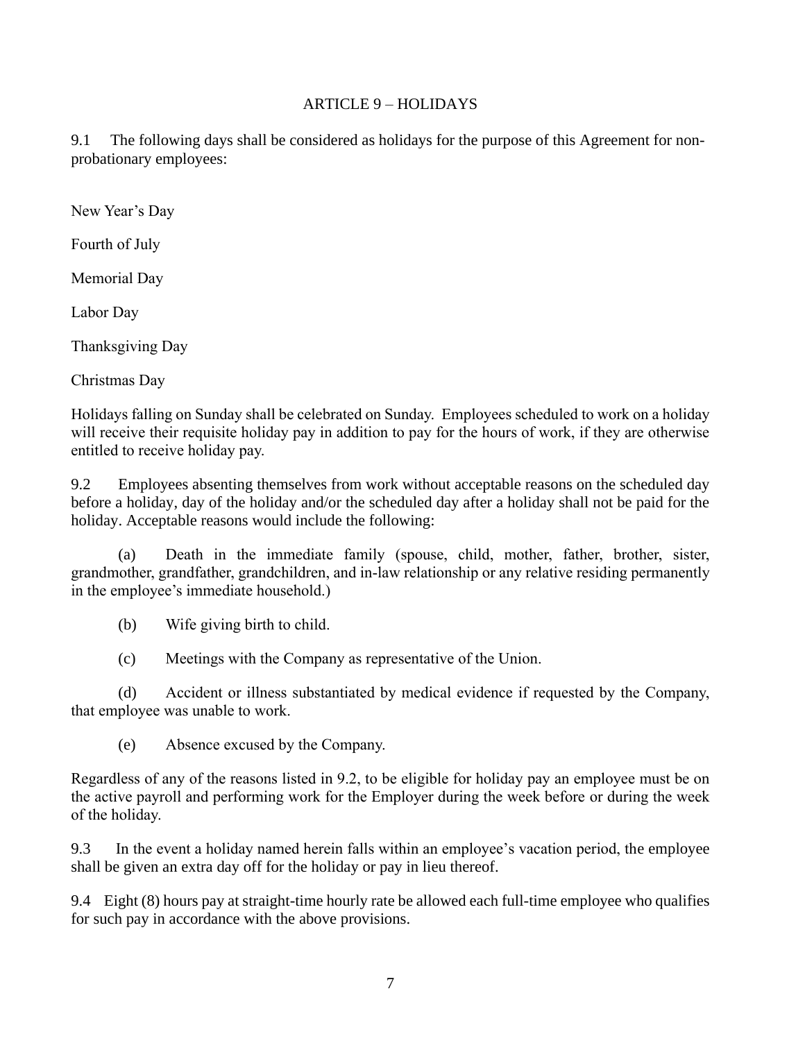## ARTICLE 9 – HOLIDAYS

9.1 The following days shall be considered as holidays for the purpose of this Agreement for non-probationary employees:

New Year's Day

Fourth of July

Memorial Day

Labor Day

Thanksgiving Day

Christmas Day

Holidays falling on Sunday shall be celebrated on Sunday. Employees scheduled to work on a holiday will receive their requisite holiday pay in addition to pay for the hours of work, if they are otherwise entitled to receive holiday pay.

9.2 Employees absenting themselves from work without acceptable reasons on the scheduled day before a holiday, day of the holiday and/or the scheduled day after a holiday shall not be paid for the holiday. Acceptable reasons would include the following:

(a) Death in the immediate family (spouse, child, mother, father, brother, sister, grandmother, grandfather, grandchildren, and in-law relationship or any relative residing permanently in the employee's immediate household.)

(b) Wife giving birth to child.

(c) Meetings with the Company as representative of the Union.

(d) Accident or illness substantiated by medical evidence if requested by the Company, that employee was unable to work.

(e) Absence excused by the Company.

Regardless of any of the reasons listed in 9.2, to be eligible for holiday pay an employee must be on the active payroll and performing work for the Employer during the week before or during the week of the holiday.

9.3 In the event a holiday named herein falls within an employee's vacation period, the employee shall be given an extra day off for the holiday or pay in lieu thereof.

9.4 Eight (8) hours pay at straight-time hourly rate be allowed each full-time employee who qualifies for such pay in accordance with the above provisions.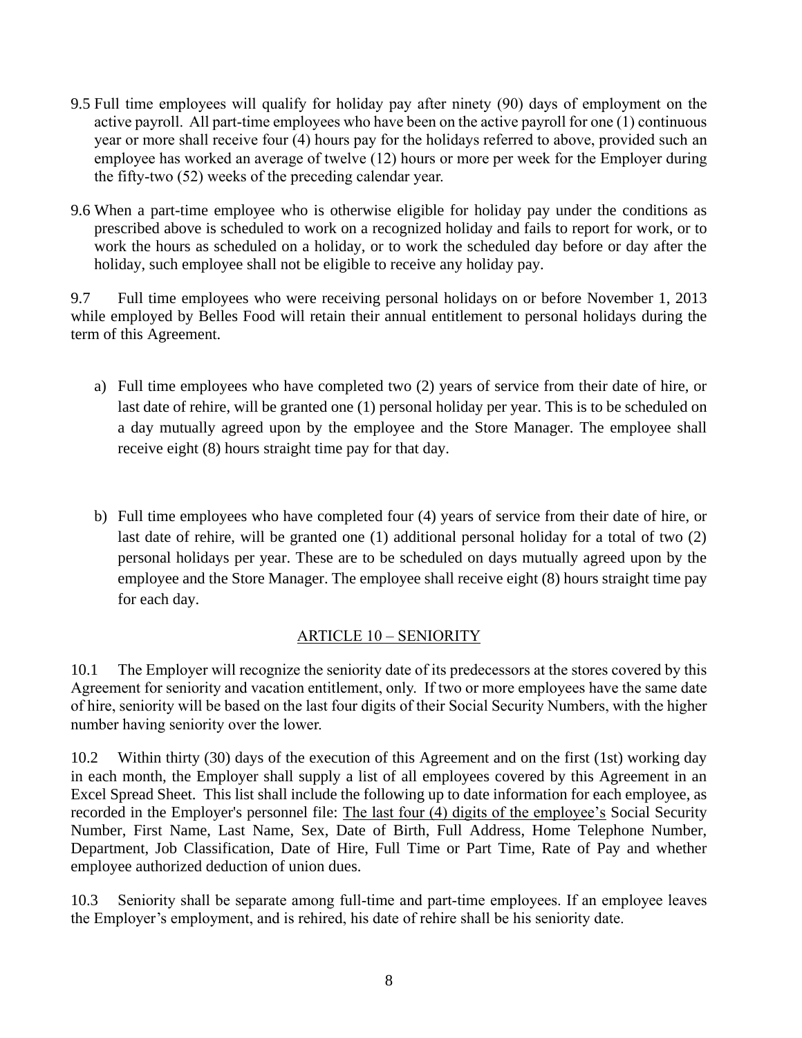9.5 Full time employees will qualify for holiday pay after ninety (90) days of employment on the active payroll. All part-time employees who have been on the active payroll for one (1) continuous year or more shall receive four (4) hours pay for the holidays referred to above, provided such an employee has worked an average of twelve (12) hours or more per week for the Employer during the fifty-two (52) weeks of the preceding calendar year.

9.6 When a part-time employee who is otherwise eligible for holiday pay under the conditions as prescribed above is scheduled to work on a recognized holiday and fails to report for work, or to work the hours as scheduled on a holiday, or to work the scheduled day before or day after the holiday, such employee shall not be eligible to receive any holiday pay.

9.7 Full time employees who were receiving personal holidays on or before November 1, 2013 while employed by Belles Food will retain their annual entitlement to personal holidays during the term of this Agreement.

a) Full time employees who have completed two (2) years of service from their date of hire, or last date of rehire, will be granted one (1) personal holiday per year. This is to be scheduled on a day mutually agreed upon by the employee and the Store Manager. The employee shall receive eight (8) hours straight time pay for that day.

b) Full time employees who have completed four (4) years of service from their date of hire, or last date of rehire, will be granted one (1) additional personal holiday for a total of two (2) personal holidays per year. These are to be scheduled on days mutually agreed upon by the employee and the Store Manager. The employee shall receive eight (8) hours straight time pay for each day.

## ARTICLE 10 – SENIORITY

10.1 The Employer will recognize the seniority date of its predecessors at the stores covered by this Agreement for seniority and vacation entitlement, only. If two or more employees have the same date of hire, seniority will be based on the last four digits of their Social Security Numbers, with the higher number having seniority over the lower.

10.2 Within thirty (30) days of the execution of this Agreement and on the first (1st) working day in each month, the Employer shall supply a list of all employees covered by this Agreement in an Excel Spread Sheet. This list shall include the following up to date information for each employee, as recorded in the Employer's personnel file: The last four (4) digits of the employee's Social Security Number, First Name, Last Name, Sex, Date of Birth, Full Address, Home Telephone Number, Department, Job Classification, Date of Hire, Full Time or Part Time, Rate of Pay and whether employee authorized deduction of union dues.

10.3 Seniority shall be separate among full-time and part-time employees. If an employee leaves the Employer's employment, and is rehired, his date of rehire shall be his seniority date.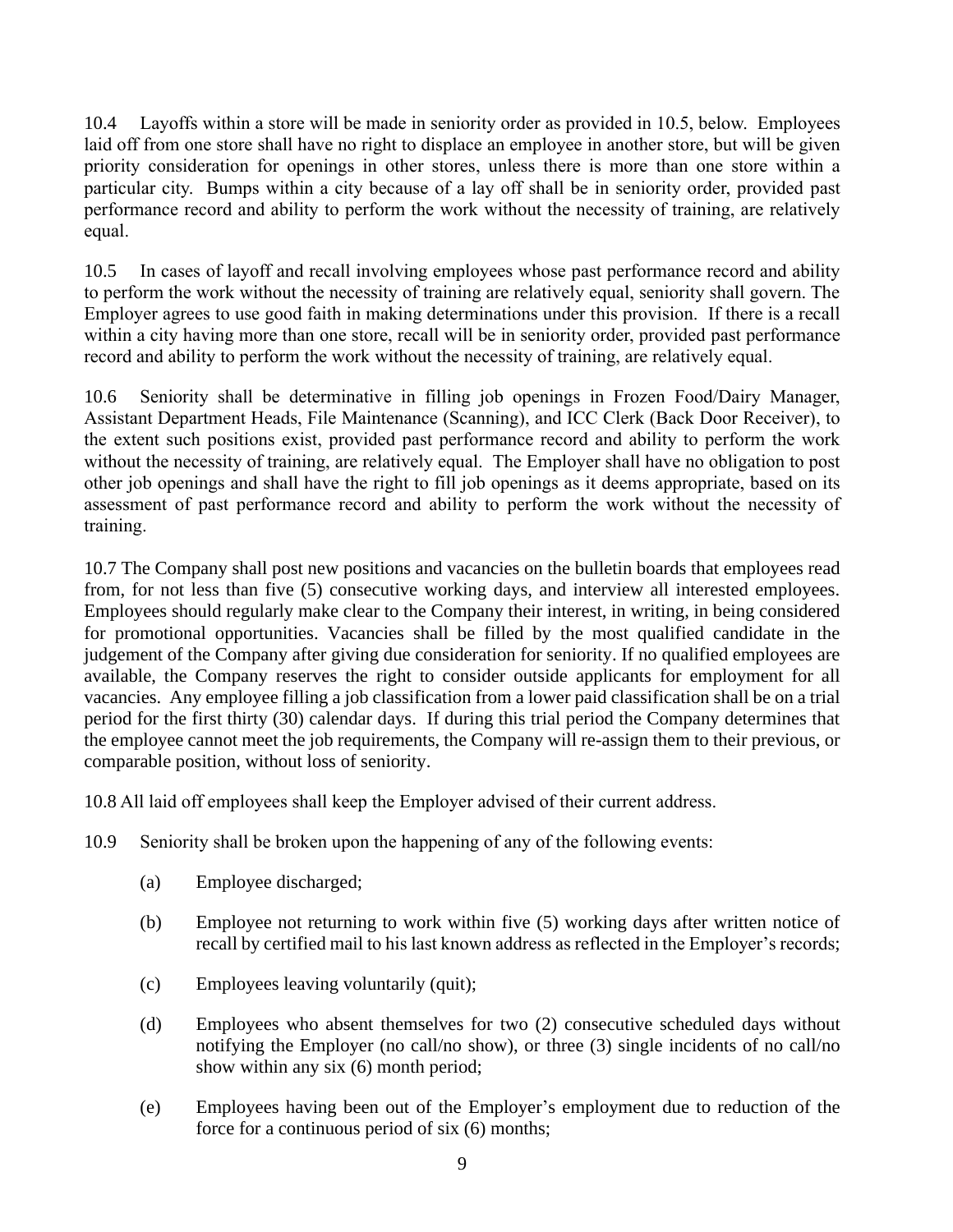10.4 Layoffs within a store will be made in seniority order as provided in 10.5, below. Employees laid off from one store shall have no right to displace an employee in another store, but will be given priority consideration for openings in other stores, unless there is more than one store within a particular city. Bumps within a city because of a lay off shall be in seniority order, provided past performance record and ability to perform the work without the necessity of training, are relatively equal.

10.5 In cases of layoff and recall involving employees whose past performance record and ability to perform the work without the necessity of training are relatively equal, seniority shall govern. The Employer agrees to use good faith in making determinations under this provision. If there is a recall within a city having more than one store, recall will be in seniority order, provided past performance record and ability to perform the work without the necessity of training, are relatively equal.

10.6 Seniority shall be determinative in filling job openings in Frozen Food/Dairy Manager, Assistant Department Heads, File Maintenance (Scanning), and ICC Clerk (Back Door Receiver), to the extent such positions exist, provided past performance record and ability to perform the work without the necessity of training, are relatively equal. The Employer shall have no obligation to post other job openings and shall have the right to fill job openings as it deems appropriate, based on its assessment of past performance record and ability to perform the work without the necessity of training.

10.7 The Company shall post new positions and vacancies on the bulletin boards that employees read from, for not less than five (5) consecutive working days, and interview all interested employees. Employees should regularly make clear to the Company their interest, in writing, in being considered for promotional opportunities. Vacancies shall be filled by the most qualified candidate in the judgement of the Company after giving due consideration for seniority. If no qualified employees are available, the Company reserves the right to consider outside applicants for employment for all vacancies. Any employee filling a job classification from a lower paid classification shall be on a trial period for the first thirty (30) calendar days. If during this trial period the Company determines that the employee cannot meet the job requirements, the Company will re-assign them to their previous, or comparable position, without loss of seniority.

10.8 All laid off employees shall keep the Employer advised of their current address.

10.9 Seniority shall be broken upon the happening of any of the following events:

(a) Employee discharged;

(b) Employee not returning to work within five (5) working days after written notice of recall by certified mail to his last known address as reflected in the Employer's records;

(c) Employees leaving voluntarily (quit);

(d) Employees who absent themselves for two (2) consecutive scheduled days without notifying the Employer (no call/no show), or three (3) single incidents of no call/no show within any six (6) month period;

(e) Employees having been out of the Employer's employment due to reduction of the force for a continuous period of six (6) months;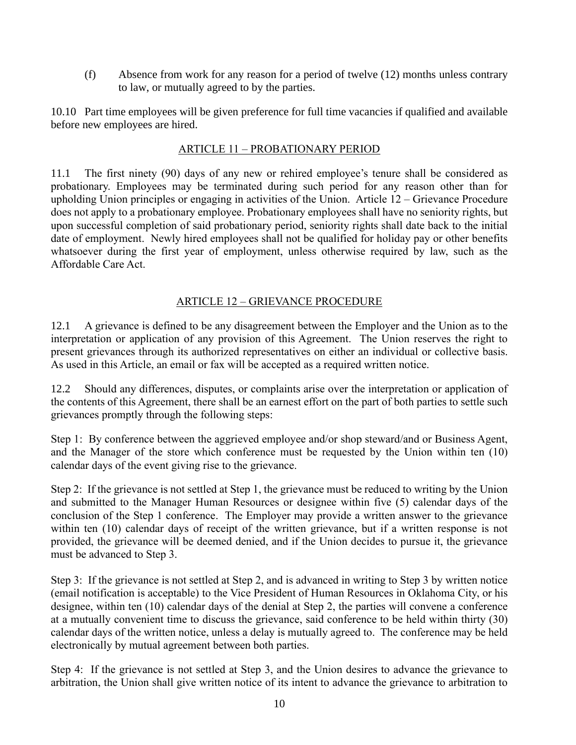(f) Absence from work for any reason for a period of twelve (12) months unless contrary to law, or mutually agreed to by the parties.

10.10 Part time employees will be given preference for full time vacancies if qualified and available before new employees are hired.

## ARTICLE 11 – PROBATIONARY PERIOD

11.1 The first ninety (90) days of any new or rehired employee's tenure shall be considered as probationary. Employees may be terminated during such period for any reason other than for upholding Union principles or engaging in activities of the Union. Article 12 – Grievance Procedure does not apply to a probationary employee. Probationary employees shall have no seniority rights, but upon successful completion of said probationary period, seniority rights shall date back to the initial date of employment. Newly hired employees shall not be qualified for holiday pay or other benefits whatsoever during the first year of employment, unless otherwise required by law, such as the Affordable Care Act.

## ARTICLE 12 – GRIEVANCE PROCEDURE

12.1 A grievance is defined to be any disagreement between the Employer and the Union as to the interpretation or application of any provision of this Agreement. The Union reserves the right to present grievances through its authorized representatives on either an individual or collective basis. As used in this Article, an email or fax will be accepted as a required written notice.

12.2 Should any differences, disputes, or complaints arise over the interpretation or application of the contents of this Agreement, there shall be an earnest effort on the part of both parties to settle such grievances promptly through the following steps:

Step 1: By conference between the aggrieved employee and/or shop steward/and or Business Agent, and the Manager of the store which conference must be requested by the Union within ten (10) calendar days of the event giving rise to the grievance.

Step 2: If the grievance is not settled at Step 1, the grievance must be reduced to writing by the Union and submitted to the Manager Human Resources or designee within five (5) calendar days of the conclusion of the Step 1 conference. The Employer may provide a written answer to the grievance within ten (10) calendar days of receipt of the written grievance, but if a written response is not provided, the grievance will be deemed denied, and if the Union decides to pursue it, the grievance must be advanced to Step 3.

Step 3: If the grievance is not settled at Step 2, and is advanced in writing to Step 3 by written notice (email notification is acceptable) to the Vice President of Human Resources in Oklahoma City, or his designee, within ten (10) calendar days of the denial at Step 2, the parties will convene a conference at a mutually convenient time to discuss the grievance, said conference to be held within thirty (30) calendar days of the written notice, unless a delay is mutually agreed to. The conference may be held electronically by mutual agreement between both parties.

Step 4: If the grievance is not settled at Step 3, and the Union desires to advance the grievance to arbitration, the Union shall give written notice of its intent to advance the grievance to arbitration to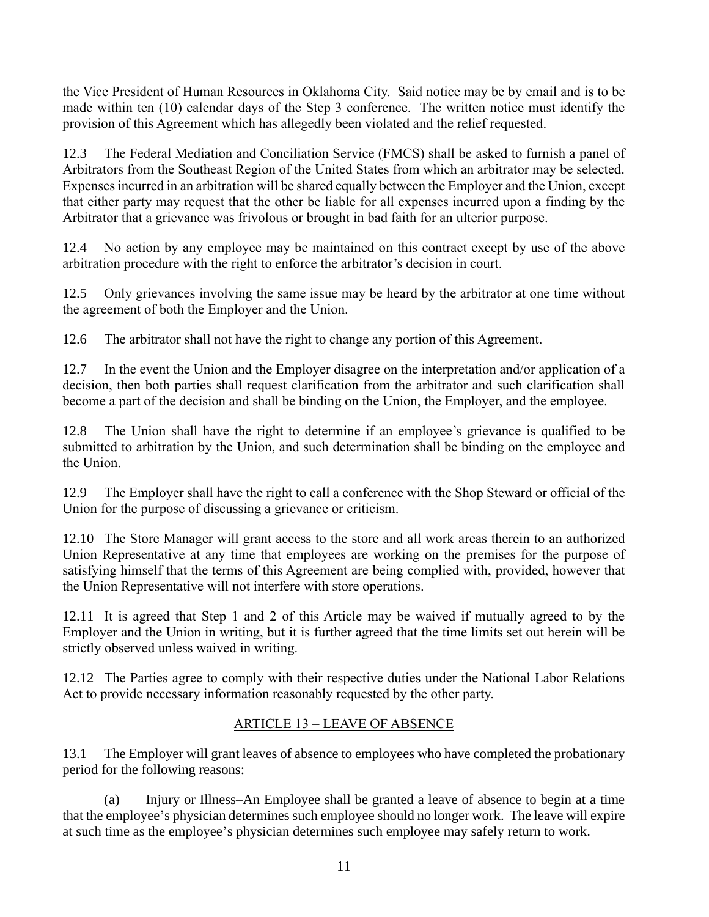the Vice President of Human Resources in Oklahoma City. Said notice may be by email and is to be made within ten (10) calendar days of the Step 3 conference. The written notice must identify the provision of this Agreement which has allegedly been violated and the relief requested.

12.3 The Federal Mediation and Conciliation Service (FMCS) shall be asked to furnish a panel of Arbitrators from the Southeast Region of the United States from which an arbitrator may be selected. Expenses incurred in an arbitration will be shared equally between the Employer and the Union, except that either party may request that the other be liable for all expenses incurred upon a finding by the Arbitrator that a grievance was frivolous or brought in bad faith for an ulterior purpose.

12.4 No action by any employee may be maintained on this contract except by use of the above arbitration procedure with the right to enforce the arbitrator's decision in court.

12.5 Only grievances involving the same issue may be heard by the arbitrator at one time without the agreement of both the Employer and the Union.

12.6 The arbitrator shall not have the right to change any portion of this Agreement.

12.7 In the event the Union and the Employer disagree on the interpretation and/or application of a decision, then both parties shall request clarification from the arbitrator and such clarification shall become a part of the decision and shall be binding on the Union, the Employer, and the employee.

12.8 The Union shall have the right to determine if an employee's grievance is qualified to be submitted to arbitration by the Union, and such determination shall be binding on the employee and the Union.

12.9 The Employer shall have the right to call a conference with the Shop Steward or official of the Union for the purpose of discussing a grievance or criticism.

12.10 The Store Manager will grant access to the store and all work areas therein to an authorized Union Representative at any time that employees are working on the premises for the purpose of satisfying himself that the terms of this Agreement are being complied with, provided, however that the Union Representative will not interfere with store operations.

12.11 It is agreed that Step 1 and 2 of this Article may be waived if mutually agreed to by the Employer and the Union in writing, but it is further agreed that the time limits set out herein will be strictly observed unless waived in writing.

12.12 The Parties agree to comply with their respective duties under the National Labor Relations Act to provide necessary information reasonably requested by the other party.

## ARTICLE 13 – LEAVE OF ABSENCE

13.1 The Employer will grant leaves of absence to employees who have completed the probationary period for the following reasons:

(a) Injury or Illness–An Employee shall be granted a leave of absence to begin at a time that the employee's physician determines such employee should no longer work. The leave will expire at such time as the employee's physician determines such employee may safely return to work.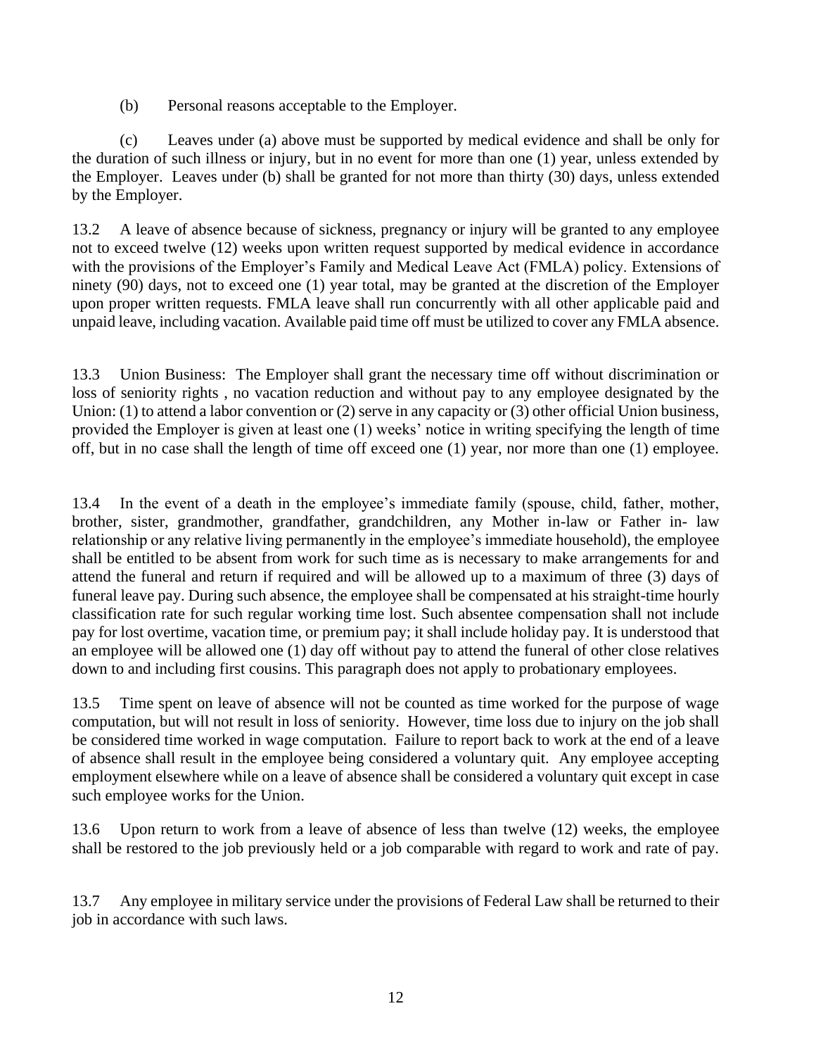(b) Personal reasons acceptable to the Employer.

(c) Leaves under (a) above must be supported by medical evidence and shall be only for the duration of such illness or injury, but in no event for more than one (1) year, unless extended by the Employer. Leaves under (b) shall be granted for not more than thirty (30) days, unless extended by the Employer.

13.2 A leave of absence because of sickness, pregnancy or injury will be granted to any employee not to exceed twelve (12) weeks upon written request supported by medical evidence in accordance with the provisions of the Employer's Family and Medical Leave Act (FMLA) policy. Extensions of ninety (90) days, not to exceed one (1) year total, may be granted at the discretion of the Employer upon proper written requests. FMLA leave shall run concurrently with all other applicable paid and unpaid leave, including vacation. Available paid time off must be utilized to cover any FMLA absence.

13.3 Union Business: The Employer shall grant the necessary time off without discrimination or loss of seniority rights , no vacation reduction and without pay to any employee designated by the Union: (1) to attend a labor convention or (2) serve in any capacity or (3) other official Union business, provided the Employer is given at least one (1) weeks' notice in writing specifying the length of time off, but in no case shall the length of time off exceed one (1) year, nor more than one (1) employee.

13.4 In the event of a death in the employee's immediate family (spouse, child, father, mother, brother, sister, grandmother, grandfather, grandchildren, any Mother in-law or Father in- law relationship or any relative living permanently in the employee's immediate household), the employee shall be entitled to be absent from work for such time as is necessary to make arrangements for and attend the funeral and return if required and will be allowed up to a maximum of three (3) days of funeral leave pay. During such absence, the employee shall be compensated at his straight-time hourly classification rate for such regular working time lost. Such absentee compensation shall not include pay for lost overtime, vacation time, or premium pay; it shall include holiday pay. It is understood that an employee will be allowed one (1) day off without pay to attend the funeral of other close relatives down to and including first cousins. This paragraph does not apply to probationary employees.

13.5 Time spent on leave of absence will not be counted as time worked for the purpose of wage computation, but will not result in loss of seniority. However, time loss due to injury on the job shall be considered time worked in wage computation. Failure to report back to work at the end of a leave of absence shall result in the employee being considered a voluntary quit. Any employee accepting employment elsewhere while on a leave of absence shall be considered a voluntary quit except in case such employee works for the Union.

13.6 Upon return to work from a leave of absence of less than twelve (12) weeks, the employee shall be restored to the job previously held or a job comparable with regard to work and rate of pay.

13.7 Any employee in military service under the provisions of Federal Law shall be returned to their job in accordance with such laws.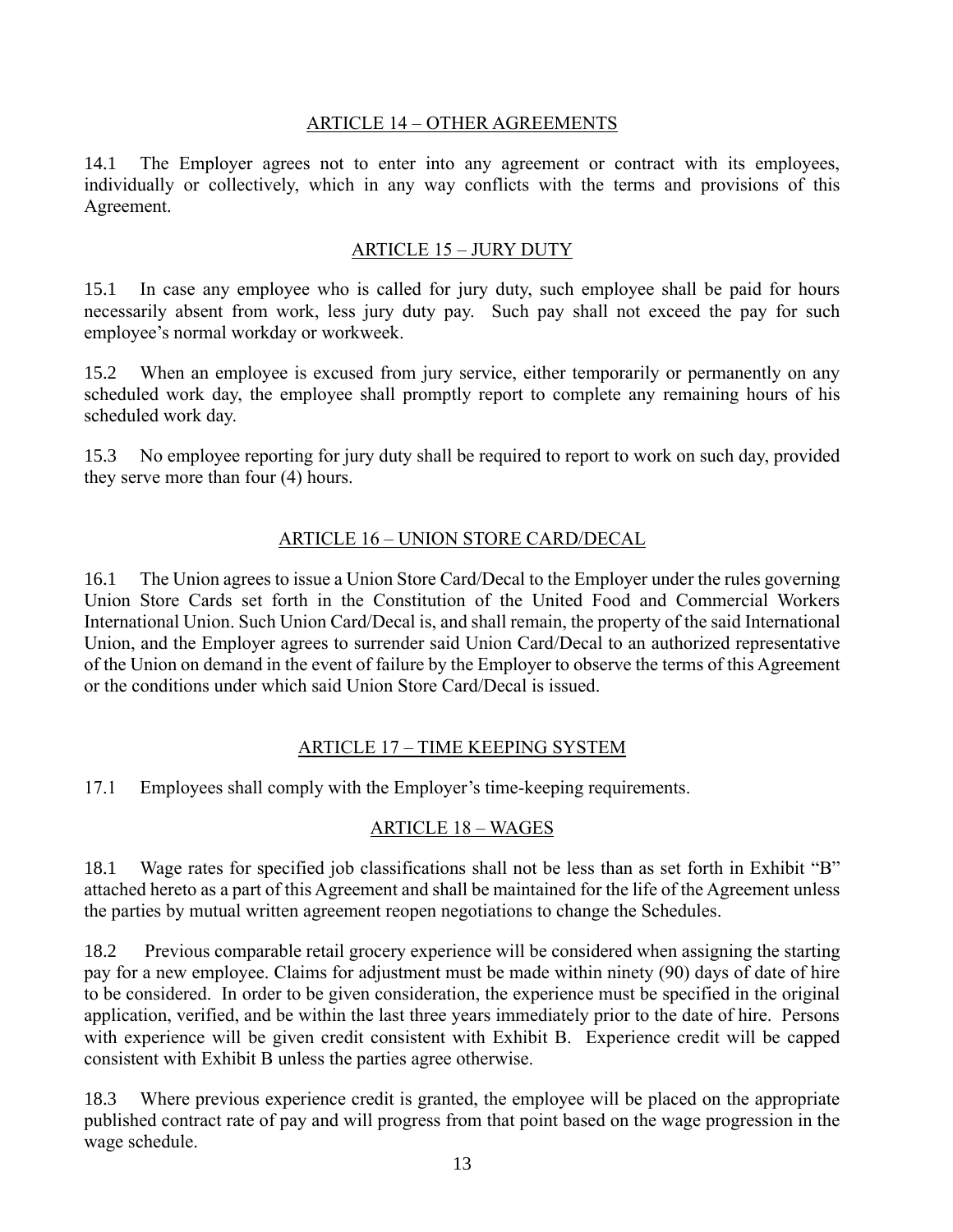## ARTICLE 14 – OTHER AGREEMENTS

14.1 The Employer agrees not to enter into any agreement or contract with its employees, individually or collectively, which in any way conflicts with the terms and provisions of this Agreement.

## ARTICLE 15 – JURY DUTY

15.1 In case any employee who is called for jury duty, such employee shall be paid for hours necessarily absent from work, less jury duty pay. Such pay shall not exceed the pay for such employee's normal workday or workweek.

15.2 When an employee is excused from jury service, either temporarily or permanently on any scheduled work day, the employee shall promptly report to complete any remaining hours of his scheduled work day.

15.3 No employee reporting for jury duty shall be required to report to work on such day, provided they serve more than four (4) hours.

## ARTICLE 16 – UNION STORE CARD/DECAL

16.1 The Union agrees to issue a Union Store Card/Decal to the Employer under the rules governing Union Store Cards set forth in the Constitution of the United Food and Commercial Workers International Union. Such Union Card/Decal is, and shall remain, the property of the said International Union, and the Employer agrees to surrender said Union Card/Decal to an authorized representative of the Union on demand in the event of failure by the Employer to observe the terms of this Agreement or the conditions under which said Union Store Card/Decal is issued.

## ARTICLE 17 – TIME KEEPING SYSTEM

17.1 Employees shall comply with the Employer's time-keeping requirements.

## ARTICLE 18 – WAGES

18.1 Wage rates for specified job classifications shall not be less than as set forth in Exhibit "B" attached hereto as a part of this Agreement and shall be maintained for the life of the Agreement unless the parties by mutual written agreement reopen negotiations to change the Schedules.

18.2 Previous comparable retail grocery experience will be considered when assigning the starting pay for a new employee. Claims for adjustment must be made within ninety (90) days of date of hire to be considered. In order to be given consideration, the experience must be specified in the original application, verified, and be within the last three years immediately prior to the date of hire. Persons with experience will be given credit consistent with Exhibit B. Experience credit will be capped consistent with Exhibit B unless the parties agree otherwise.

18.3 Where previous experience credit is granted, the employee will be placed on the appropriate published contract rate of pay and will progress from that point based on the wage progression in the wage schedule.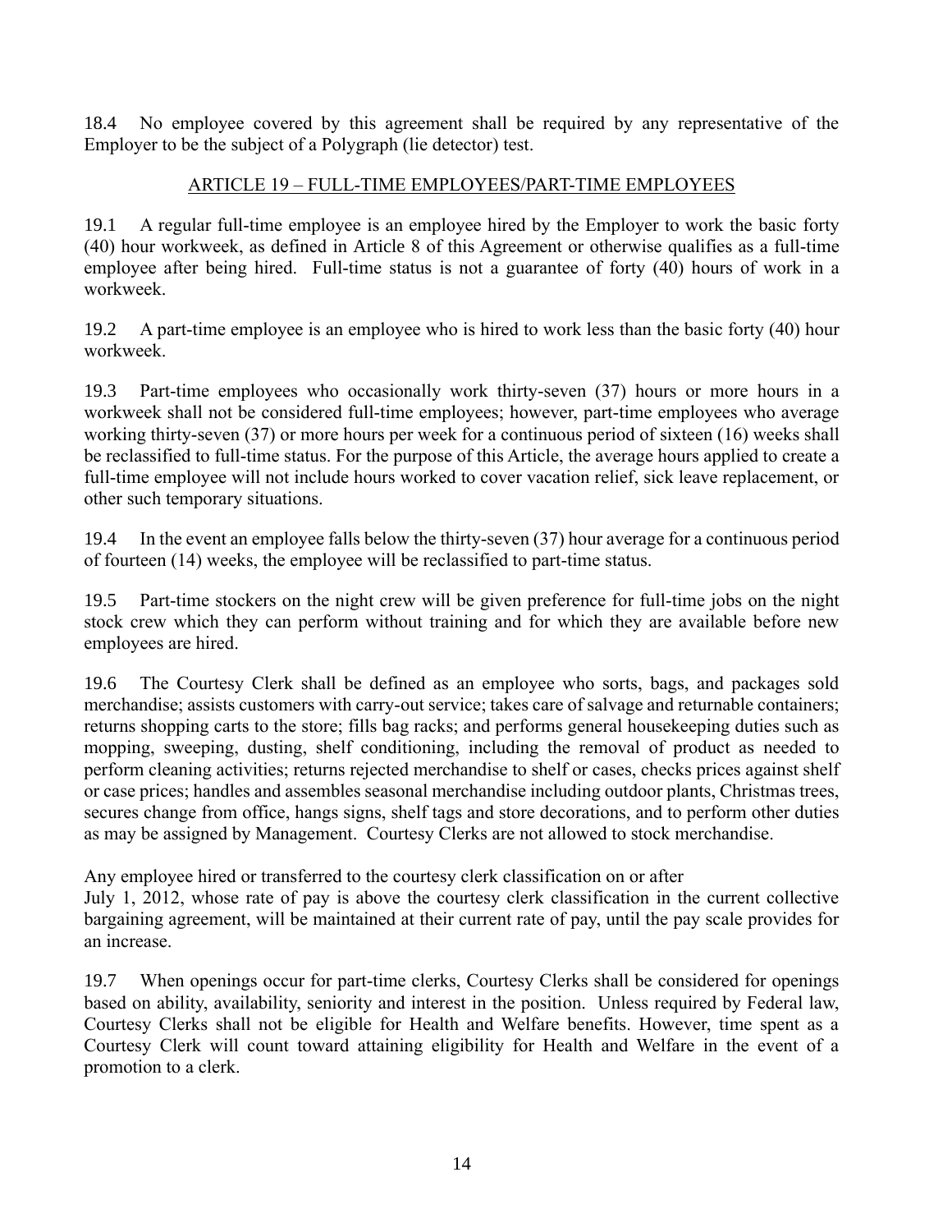18.4 No employee covered by this agreement shall be required by any representative of the Employer to be the subject of a Polygraph (lie detector) test.

## ARTICLE 19 – FULL-TIME EMPLOYEES/PART-TIME EMPLOYEES

19.1 A regular full-time employee is an employee hired by the Employer to work the basic forty (40) hour workweek, as defined in Article 8 of this Agreement or otherwise qualifies as a full-time employee after being hired. Full-time status is not a guarantee of forty (40) hours of work in a workweek.

19.2 A part-time employee is an employee who is hired to work less than the basic forty (40) hour workweek.

19.3 Part-time employees who occasionally work thirty-seven (37) hours or more hours in a workweek shall not be considered full-time employees; however, part-time employees who average working thirty-seven (37) or more hours per week for a continuous period of sixteen (16) weeks shall be reclassified to full-time status. For the purpose of this Article, the average hours applied to create a full-time employee will not include hours worked to cover vacation relief, sick leave replacement, or other such temporary situations.

19.4 In the event an employee falls below the thirty-seven (37) hour average for a continuous period of fourteen (14) weeks, the employee will be reclassified to part-time status.

19.5 Part-time stockers on the night crew will be given preference for full-time jobs on the night stock crew which they can perform without training and for which they are available before new employees are hired.

19.6 The Courtesy Clerk shall be defined as an employee who sorts, bags, and packages sold merchandise; assists customers with carry-out service; takes care of salvage and returnable containers; returns shopping carts to the store; fills bag racks; and performs general housekeeping duties such as mopping, sweeping, dusting, shelf conditioning, including the removal of product as needed to perform cleaning activities; returns rejected merchandise to shelf or cases, checks prices against shelf or case prices; handles and assembles seasonal merchandise including outdoor plants, Christmas trees, secures change from office, hangs signs, shelf tags and store decorations, and to perform other duties as may be assigned by Management. Courtesy Clerks are not allowed to stock merchandise.

Any employee hired or transferred to the courtesy clerk classification on or after July 1, 2012, whose rate of pay is above the courtesy clerk classification in the current collective bargaining agreement, will be maintained at their current rate of pay, until the pay scale provides for an increase.

19.7 When openings occur for part-time clerks, Courtesy Clerks shall be considered for openings based on ability, availability, seniority and interest in the position. Unless required by Federal law, Courtesy Clerks shall not be eligible for Health and Welfare benefits. However, time spent as a Courtesy Clerk will count toward attaining eligibility for Health and Welfare in the event of a promotion to a clerk.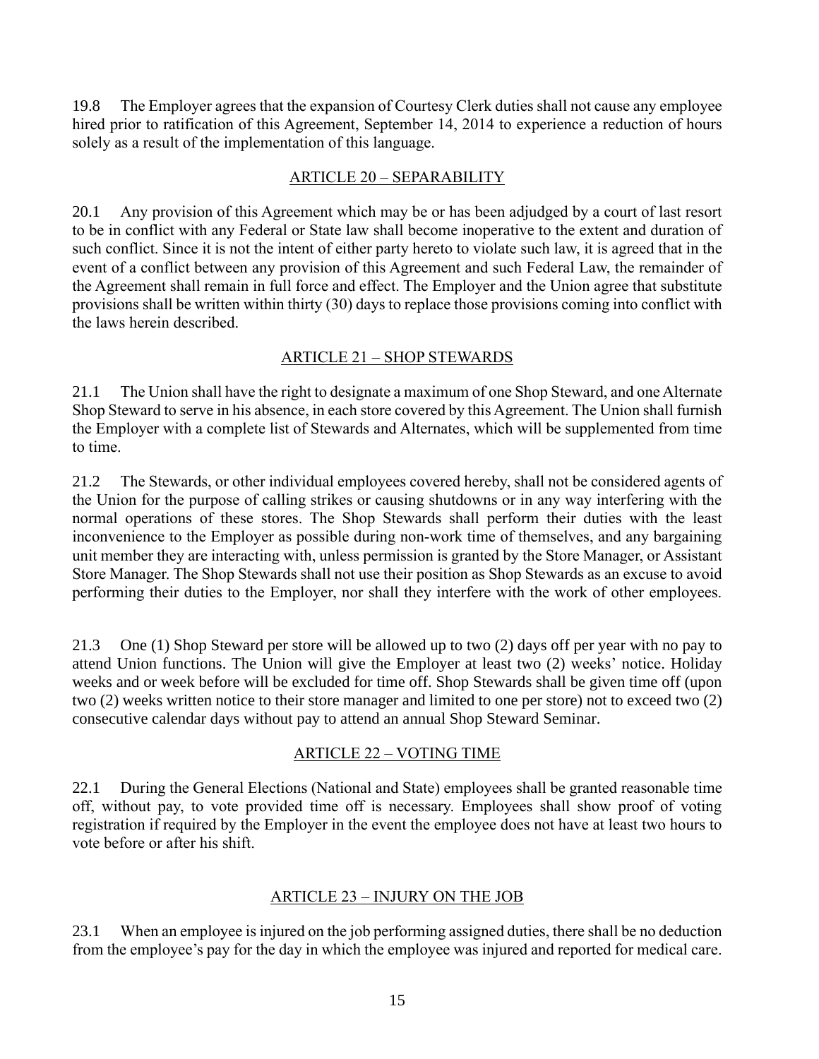19.8 The Employer agrees that the expansion of Courtesy Clerk duties shall not cause any employee hired prior to ratification of this Agreement, September 14, 2014 to experience a reduction of hours solely as a result of the implementation of this language.

## ARTICLE 20 – SEPARABILITY

20.1 Any provision of this Agreement which may be or has been adjudged by a court of last resort to be in conflict with any Federal or State law shall become inoperative to the extent and duration of such conflict. Since it is not the intent of either party hereto to violate such law, it is agreed that in the event of a conflict between any provision of this Agreement and such Federal Law, the remainder of the Agreement shall remain in full force and effect. The Employer and the Union agree that substitute provisions shall be written within thirty (30) days to replace those provisions coming into conflict with the laws herein described.

## ARTICLE 21 – SHOP STEWARDS

21.1 The Union shall have the right to designate a maximum of one Shop Steward, and one Alternate Shop Steward to serve in his absence, in each store covered by this Agreement. The Union shall furnish the Employer with a complete list of Stewards and Alternates, which will be supplemented from time to time.

21.2 The Stewards, or other individual employees covered hereby, shall not be considered agents of the Union for the purpose of calling strikes or causing shutdowns or in any way interfering with the normal operations of these stores. The Shop Stewards shall perform their duties with the least inconvenience to the Employer as possible during non-work time of themselves, and any bargaining unit member they are interacting with, unless permission is granted by the Store Manager, or Assistant Store Manager. The Shop Stewards shall not use their position as Shop Stewards as an excuse to avoid performing their duties to the Employer, nor shall they interfere with the work of other employees.

21.3 One (1) Shop Steward per store will be allowed up to two (2) days off per year with no pay to attend Union functions. The Union will give the Employer at least two (2) weeks' notice. Holiday weeks and or week before will be excluded for time off. Shop Stewards shall be given time off (upon two (2) weeks written notice to their store manager and limited to one per store) not to exceed two (2) consecutive calendar days without pay to attend an annual Shop Steward Seminar.

## ARTICLE 22 – VOTING TIME

22.1 During the General Elections (National and State) employees shall be granted reasonable time off, without pay, to vote provided time off is necessary. Employees shall show proof of voting registration if required by the Employer in the event the employee does not have at least two hours to vote before or after his shift.

## ARTICLE 23 – INJURY ON THE JOB

23.1 When an employee is injured on the job performing assigned duties, there shall be no deduction from the employee's pay for the day in which the employee was injured and reported for medical care.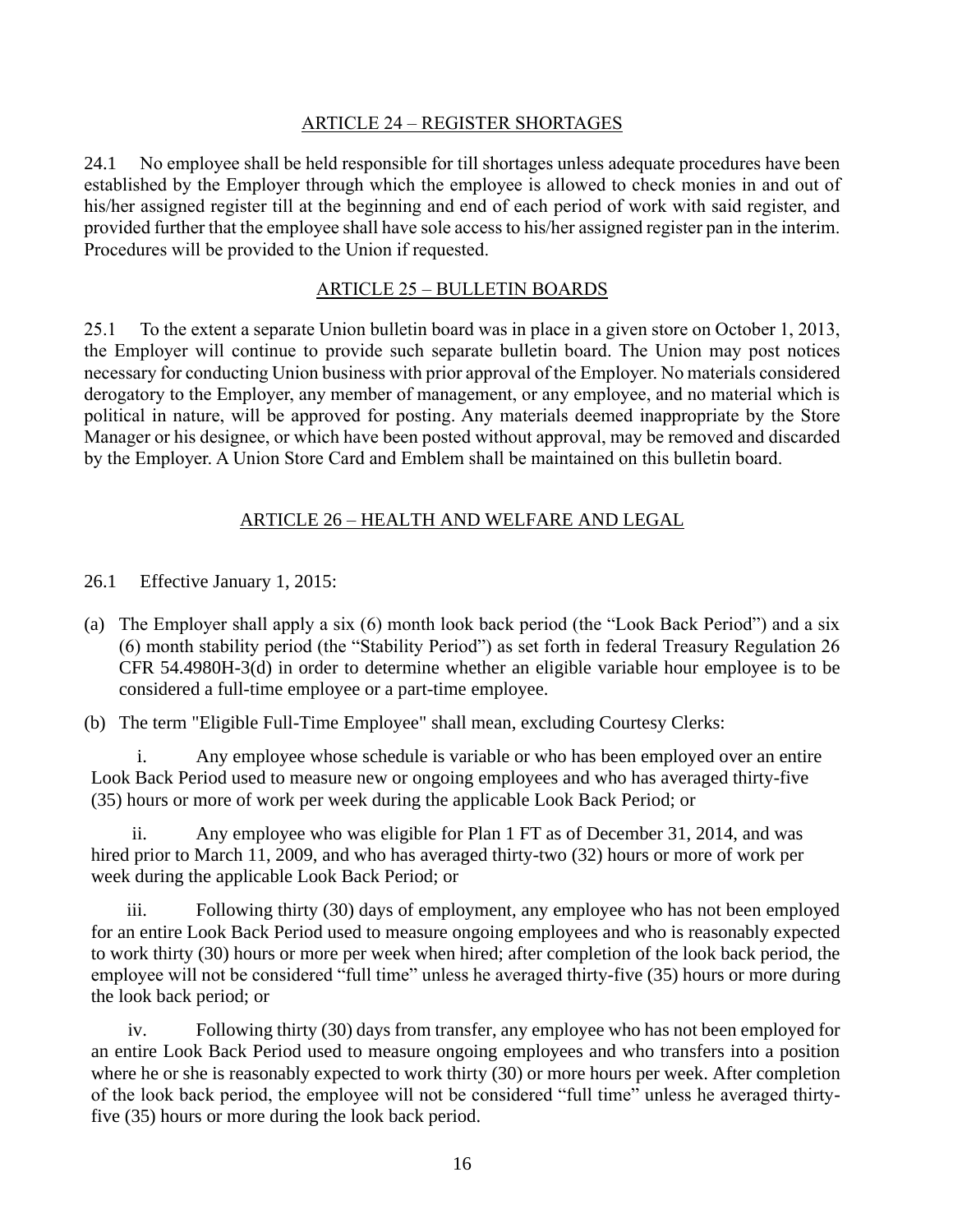## ARTICLE 24 – REGISTER SHORTAGES

24.1 No employee shall be held responsible for till shortages unless adequate procedures have been established by the Employer through which the employee is allowed to check monies in and out of his/her assigned register till at the beginning and end of each period of work with said register, and provided further that the employee shall have sole access to his/her assigned register pan in the interim. Procedures will be provided to the Union if requested.

## ARTICLE 25 – BULLETIN BOARDS

25.1 To the extent a separate Union bulletin board was in place in a given store on October 1, 2013, the Employer will continue to provide such separate bulletin board. The Union may post notices necessary for conducting Union business with prior approval of the Employer. No materials considered derogatory to the Employer, any member of management, or any employee, and no material which is political in nature, will be approved for posting. Any materials deemed inappropriate by the Store Manager or his designee, or which have been posted without approval, may be removed and discarded by the Employer. A Union Store Card and Emblem shall be maintained on this bulletin board.

## ARTICLE 26 – HEALTH AND WELFARE AND LEGAL

26.1 Effective January 1, 2015:

(a) The Employer shall apply a six (6) month look back period (the "Look Back Period") and a six (6) month stability period (the "Stability Period") as set forth in federal Treasury Regulation 26 CFR 54.4980H-3(d) in order to determine whether an eligible variable hour employee is to be considered a full-time employee or a part-time employee.

(b) The term "Eligible Full-Time Employee" shall mean, excluding Courtesy Clerks:

i. Any employee whose schedule is variable or who has been employed over an entire Look Back Period used to measure new or ongoing employees and who has averaged thirty-five (35) hours or more of work per week during the applicable Look Back Period; or

ii. Any employee who was eligible for Plan 1 FT as of December 31, 2014, and was hired prior to March 11, 2009, and who has averaged thirty-two (32) hours or more of work per week during the applicable Look Back Period; or

iii. Following thirty (30) days of employment, any employee who has not been employed for an entire Look Back Period used to measure ongoing employees and who is reasonably expected to work thirty (30) hours or more per week when hired; after completion of the look back period, the employee will not be considered "full time" unless he averaged thirty-five (35) hours or more during the look back period; or

iv. Following thirty (30) days from transfer, any employee who has not been employed for an entire Look Back Period used to measure ongoing employees and who transfers into a position where he or she is reasonably expected to work thirty (30) or more hours per week. After completion of the look back period, the employee will not be considered "full time" unless he averaged thirty-five (35) hours or more during the look back period.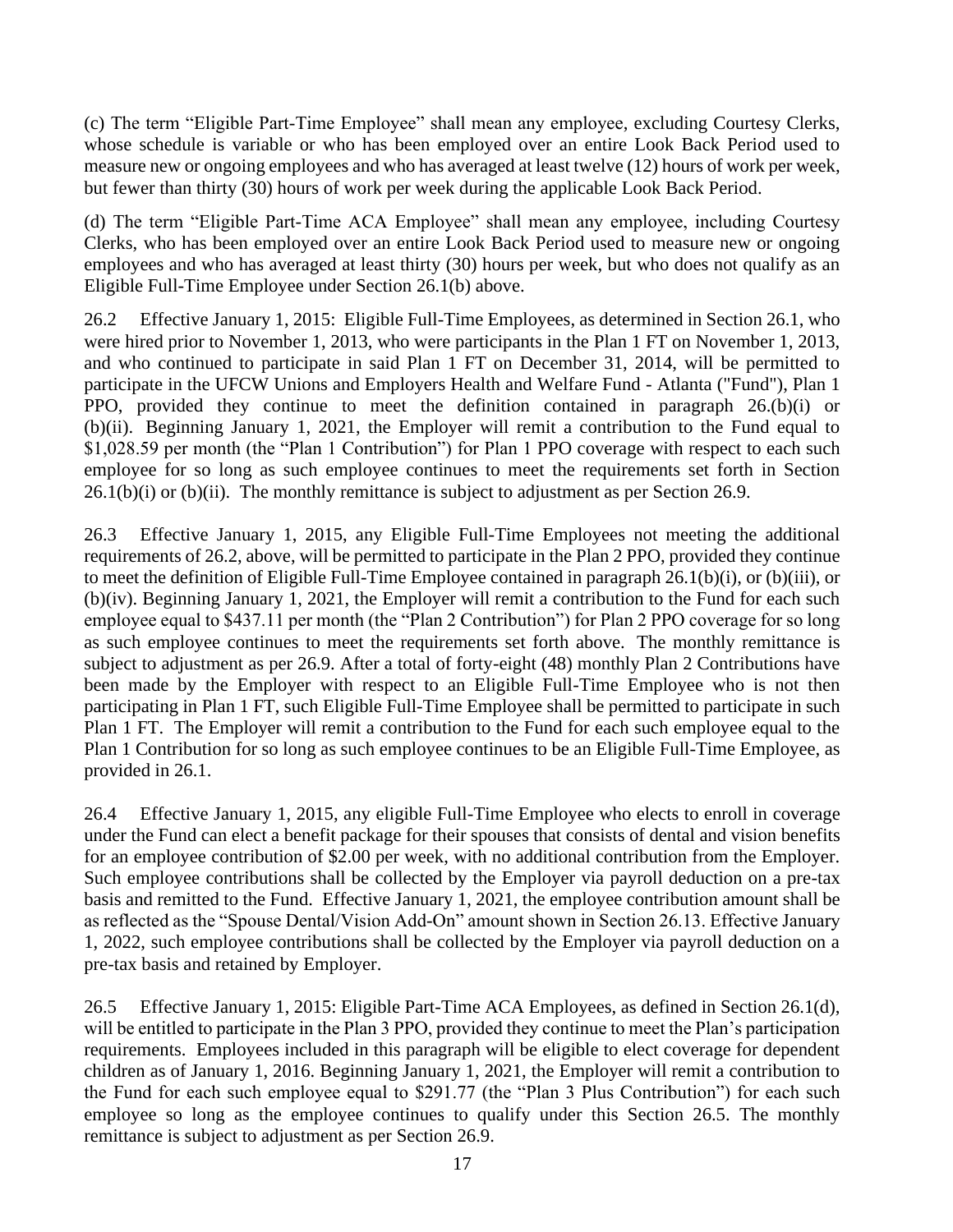(c) The term "Eligible Part-Time Employee" shall mean any employee, excluding Courtesy Clerks, whose schedule is variable or who has been employed over an entire Look Back Period used to measure new or ongoing employees and who has averaged at least twelve (12) hours of work per week, but fewer than thirty (30) hours of work per week during the applicable Look Back Period.

(d) The term "Eligible Part-Time ACA Employee" shall mean any employee, including Courtesy Clerks, who has been employed over an entire Look Back Period used to measure new or ongoing employees and who has averaged at least thirty (30) hours per week, but who does not qualify as an Eligible Full-Time Employee under Section 26.1(b) above.

26.2 Effective January 1, 2015: Eligible Full-Time Employees, as determined in Section 26.1, who were hired prior to November 1, 2013, who were participants in the Plan 1 FT on November 1, 2013, and who continued to participate in said Plan 1 FT on December 31, 2014, will be permitted to participate in the UFCW Unions and Employers Health and Welfare Fund - Atlanta ("Fund"), Plan 1 PPO, provided they continue to meet the definition contained in paragraph 26.(b)(i) or (b)(ii). Beginning January 1, 2021, the Employer will remit a contribution to the Fund equal to $1,028.59 per month (the "Plan 1 Contribution") for Plan 1 PPO coverage with respect to each such employee for so long as such employee continues to meet the requirements set forth in Section 26.1(b)(i) or (b)(ii). The monthly remittance is subject to adjustment as per Section 26.9.

26.3 Effective January 1, 2015, any Eligible Full-Time Employees not meeting the additional requirements of 26.2, above, will be permitted to participate in the Plan 2 PPO, provided they continue to meet the definition of Eligible Full-Time Employee contained in paragraph 26.1(b)(i), or (b)(iii), or (b)(iv). Beginning January 1, 2021, the Employer will remit a contribution to the Fund for each such employee equal to $437.11 per month (the "Plan 2 Contribution") for Plan 2 PPO coverage for so long as such employee continues to meet the requirements set forth above. The monthly remittance is subject to adjustment as per 26.9. After a total of forty-eight (48) monthly Plan 2 Contributions have been made by the Employer with respect to an Eligible Full-Time Employee who is not then participating in Plan 1 FT, such Eligible Full-Time Employee shall be permitted to participate in such Plan 1 FT. The Employer will remit a contribution to the Fund for each such employee equal to the Plan 1 Contribution for so long as such employee continues to be an Eligible Full-Time Employee, as provided in 26.1.

26.4 Effective January 1, 2015, any eligible Full-Time Employee who elects to enroll in coverage under the Fund can elect a benefit package for their spouses that consists of dental and vision benefits for an employee contribution of $2.00 per week, with no additional contribution from the Employer. Such employee contributions shall be collected by the Employer via payroll deduction on a pre-tax basis and remitted to the Fund. Effective January 1, 2021, the employee contribution amount shall be as reflected as the "Spouse Dental/Vision Add-On" amount shown in Section 26.13. Effective January 1, 2022, such employee contributions shall be collected by the Employer via payroll deduction on a pre-tax basis and retained by Employer.

26.5 Effective January 1, 2015: Eligible Part-Time ACA Employees, as defined in Section 26.1(d), will be entitled to participate in the Plan 3 PPO, provided they continue to meet the Plan's participation requirements. Employees included in this paragraph will be eligible to elect coverage for dependent children as of January 1, 2016. Beginning January 1, 2021, the Employer will remit a contribution to the Fund for each such employee equal to $291.77 (the "Plan 3 Plus Contribution") for each such employee so long as the employee continues to qualify under this Section 26.5. The monthly remittance is subject to adjustment as per Section 26.9.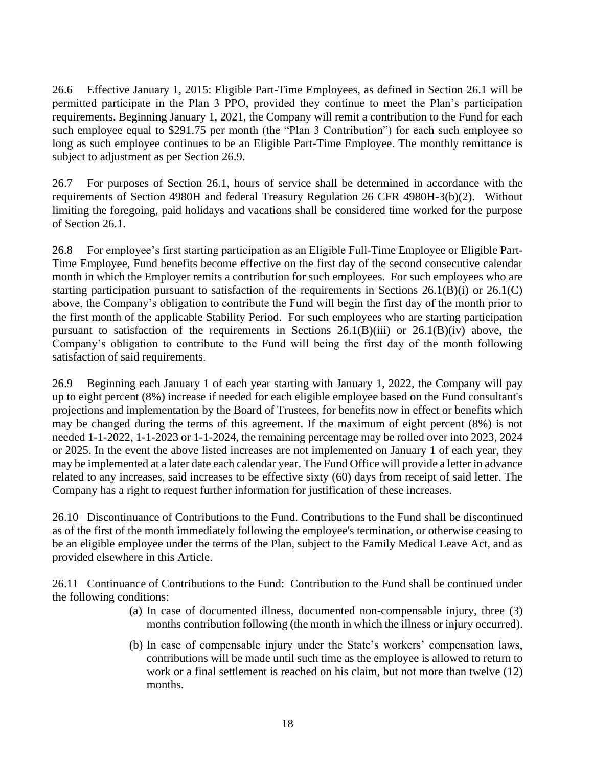26.6 Effective January 1, 2015: Eligible Part-Time Employees, as defined in Section 26.1 will be permitted participate in the Plan 3 PPO, provided they continue to meet the Plan's participation requirements. Beginning January 1, 2021, the Company will remit a contribution to the Fund for each such employee equal to $291.75 per month (the "Plan 3 Contribution") for each such employee so long as such employee continues to be an Eligible Part-Time Employee. The monthly remittance is subject to adjustment as per Section 26.9.

26.7 For purposes of Section 26.1, hours of service shall be determined in accordance with the requirements of Section 4980H and federal Treasury Regulation 26 CFR 4980H-3(b)(2). Without limiting the foregoing, paid holidays and vacations shall be considered time worked for the purpose of Section 26.1.

26.8 For employee's first starting participation as an Eligible Full-Time Employee or Eligible Part-Time Employee, Fund benefits become effective on the first day of the second consecutive calendar month in which the Employer remits a contribution for such employees. For such employees who are starting participation pursuant to satisfaction of the requirements in Sections 26.1(B)(i) or 26.1(C) above, the Company's obligation to contribute the Fund will begin the first day of the month prior to the first month of the applicable Stability Period. For such employees who are starting participation pursuant to satisfaction of the requirements in Sections 26.1(B)(iii) or 26.1(B)(iv) above, the Company's obligation to contribute to the Fund will being the first day of the month following satisfaction of said requirements.

26.9 Beginning each January 1 of each year starting with January 1, 2022, the Company will pay up to eight percent (8%) increase if needed for each eligible employee based on the Fund consultant's projections and implementation by the Board of Trustees, for benefits now in effect or benefits which may be changed during the terms of this agreement. If the maximum of eight percent (8%) is not needed 1-1-2022, 1-1-2023 or 1-1-2024, the remaining percentage may be rolled over into 2023, 2024 or 2025. In the event the above listed increases are not implemented on January 1 of each year, they may be implemented at a later date each calendar year. The Fund Office will provide a letter in advance related to any increases, said increases to be effective sixty (60) days from receipt of said letter. The Company has a right to request further information for justification of these increases.

26.10 Discontinuance of Contributions to the Fund. Contributions to the Fund shall be discontinued as of the first of the month immediately following the employee's termination, or otherwise ceasing to be an eligible employee under the terms of the Plan, subject to the Family Medical Leave Act, and as provided elsewhere in this Article.

26.11 Continuance of Contributions to the Fund: Contribution to the Fund shall be continued under the following conditions:

(a) In case of documented illness, documented non-compensable injury, three (3) months contribution following (the month in which the illness or injury occurred).

(b) In case of compensable injury under the State's workers' compensation laws, contributions will be made until such time as the employee is allowed to return to work or a final settlement is reached on his claim, but not more than twelve (12) months.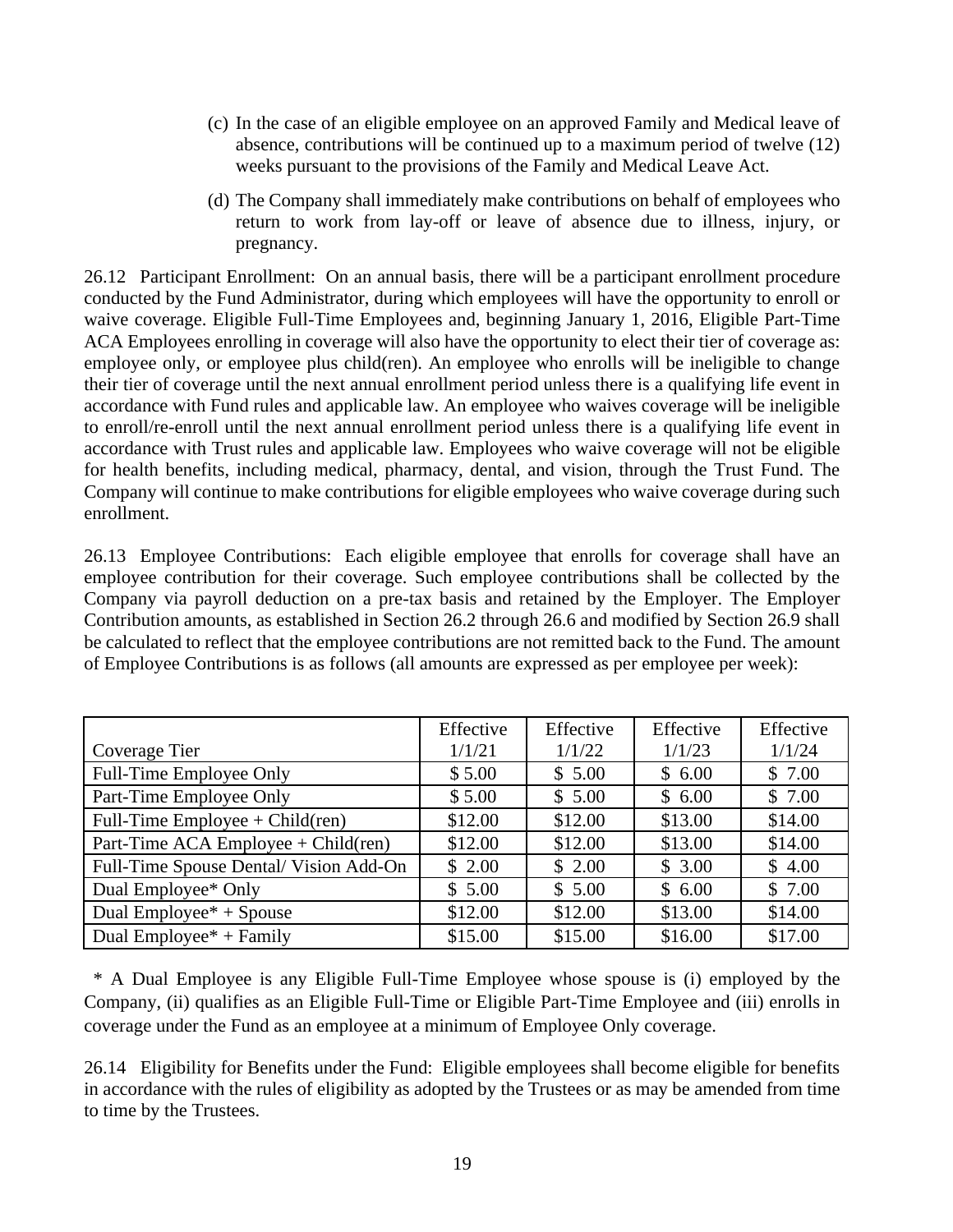(c) In the case of an eligible employee on an approved Family and Medical leave of absence, contributions will be continued up to a maximum period of twelve (12) weeks pursuant to the provisions of the Family and Medical Leave Act.

(d) The Company shall immediately make contributions on behalf of employees who return to work from lay-off or leave of absence due to illness, injury, or pregnancy.

26.12 Participant Enrollment: On an annual basis, there will be a participant enrollment procedure conducted by the Fund Administrator, during which employees will have the opportunity to enroll or waive coverage. Eligible Full-Time Employees and, beginning January 1, 2016, Eligible Part-Time ACA Employees enrolling in coverage will also have the opportunity to elect their tier of coverage as: employee only, or employee plus child(ren). An employee who enrolls will be ineligible to change their tier of coverage until the next annual enrollment period unless there is a qualifying life event in accordance with Fund rules and applicable law. An employee who waives coverage will be ineligible to enroll/re-enroll until the next annual enrollment period unless there is a qualifying life event in accordance with Trust rules and applicable law. Employees who waive coverage will not be eligible for health benefits, including medical, pharmacy, dental, and vision, through the Trust Fund. The Company will continue to make contributions for eligible employees who waive coverage during such enrollment.

26.13 Employee Contributions: Each eligible employee that enrolls for coverage shall have an employee contribution for their coverage. Such employee contributions shall be collected by the Company via payroll deduction on a pre-tax basis and retained by the Employer. The Employer Contribution amounts, as established in Section 26.2 through 26.6 and modified by Section 26.9 shall be calculated to reflect that the employee contributions are not remitted back to the Fund. The amount of Employee Contributions is as follows (all amounts are expressed as per employee per week):

| Coverage Tier | Effective 1/1/21 | Effective 1/1/22 | Effective 1/1/23 | Effective 1/1/24 |
|---|---|---|---|---|
| Full-Time Employee Only | $ 5.00 | $ 5.00 | $ 6.00 | $ 7.00 |
| Part-Time Employee Only | $ 5.00 | $ 5.00 | $ 6.00 | $ 7.00 |
| Full-Time Employee + Child(ren) | $12.00 | $12.00 | $13.00 | $14.00 |
| Part-Time ACA Employee + Child(ren) | $12.00 | $12.00 | $13.00 | $14.00 |
| Full-Time Spouse Dental/ Vision Add-On | $ 2.00 | $ 2.00 | $ 3.00 | $ 4.00 |
| Dual Employee* Only | $ 5.00 | $ 5.00 | $ 6.00 | $ 7.00 |
| Dual Employee* + Spouse | $12.00 | $12.00 | $13.00 | $14.00 |
| Dual Employee* + Family | $15.00 | $15.00 | $16.00 | $17.00 |

\* A Dual Employee is any Eligible Full-Time Employee whose spouse is (i) employed by the Company, (ii) qualifies as an Eligible Full-Time or Eligible Part-Time Employee and (iii) enrolls in coverage under the Fund as an employee at a minimum of Employee Only coverage.

26.14 Eligibility for Benefits under the Fund: Eligible employees shall become eligible for benefits in accordance with the rules of eligibility as adopted by the Trustees or as may be amended from time to time by the Trustees.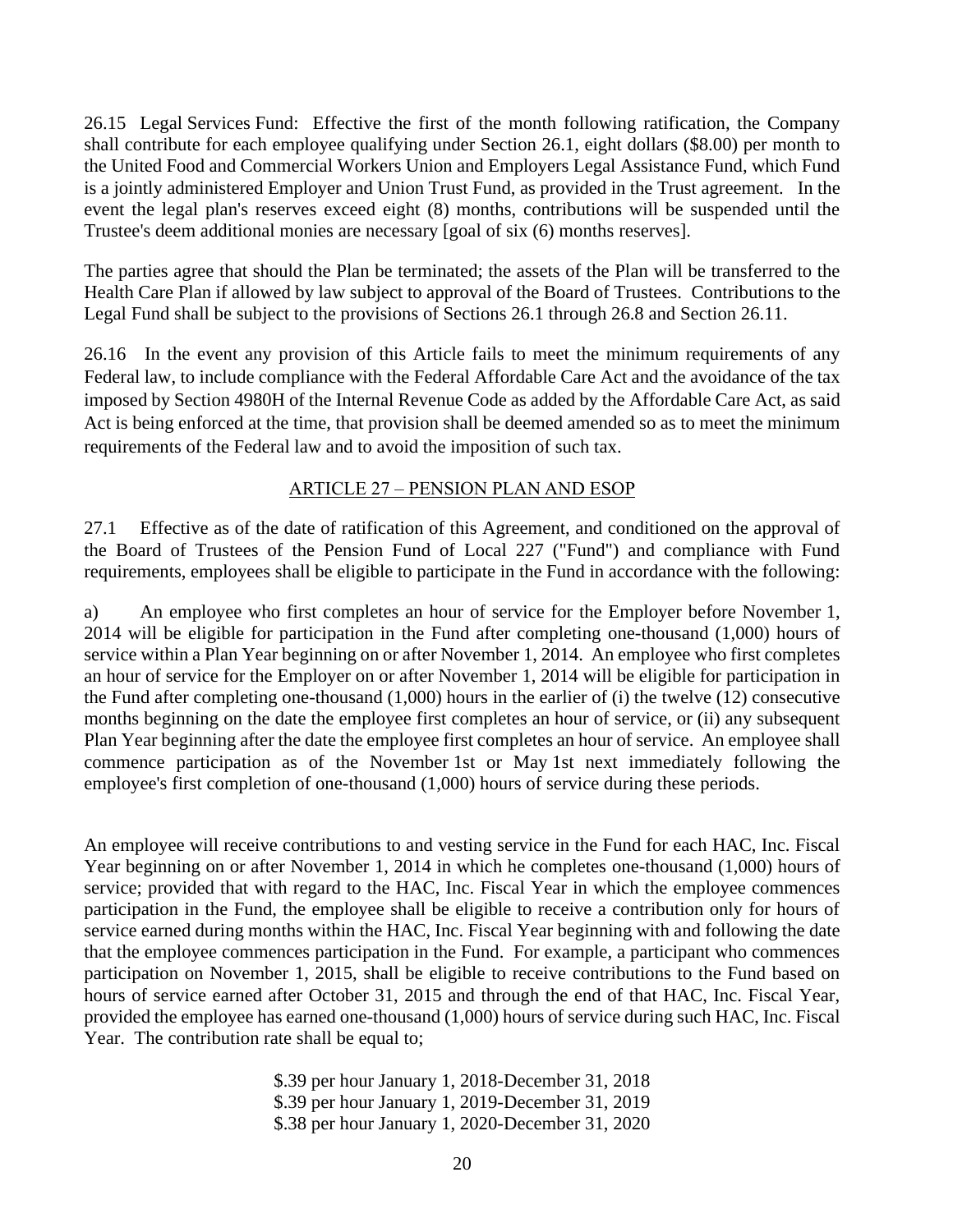26.15 Legal Services Fund: Effective the first of the month following ratification, the Company shall contribute for each employee qualifying under Section 26.1, eight dollars ($8.00) per month to the United Food and Commercial Workers Union and Employers Legal Assistance Fund, which Fund is a jointly administered Employer and Union Trust Fund, as provided in the Trust agreement. In the event the legal plan's reserves exceed eight (8) months, contributions will be suspended until the Trustee's deem additional monies are necessary [goal of six (6) months reserves].

The parties agree that should the Plan be terminated; the assets of the Plan will be transferred to the Health Care Plan if allowed by law subject to approval of the Board of Trustees. Contributions to the Legal Fund shall be subject to the provisions of Sections 26.1 through 26.8 and Section 26.11.

26.16 In the event any provision of this Article fails to meet the minimum requirements of any Federal law, to include compliance with the Federal Affordable Care Act and the avoidance of the tax imposed by Section 4980H of the Internal Revenue Code as added by the Affordable Care Act, as said Act is being enforced at the time, that provision shall be deemed amended so as to meet the minimum requirements of the Federal law and to avoid the imposition of such tax.

## ARTICLE 27 – PENSION PLAN AND ESOP

27.1 Effective as of the date of ratification of this Agreement, and conditioned on the approval of the Board of Trustees of the Pension Fund of Local 227 ("Fund") and compliance with Fund requirements, employees shall be eligible to participate in the Fund in accordance with the following:

a) An employee who first completes an hour of service for the Employer before November 1, 2014 will be eligible for participation in the Fund after completing one-thousand (1,000) hours of service within a Plan Year beginning on or after November 1, 2014. An employee who first completes an hour of service for the Employer on or after November 1, 2014 will be eligible for participation in the Fund after completing one-thousand (1,000) hours in the earlier of (i) the twelve (12) consecutive months beginning on the date the employee first completes an hour of service, or (ii) any subsequent Plan Year beginning after the date the employee first completes an hour of service. An employee shall commence participation as of the November 1st or May 1st next immediately following the employee's first completion of one-thousand (1,000) hours of service during these periods.

An employee will receive contributions to and vesting service in the Fund for each HAC, Inc. Fiscal Year beginning on or after November 1, 2014 in which he completes one-thousand (1,000) hours of service; provided that with regard to the HAC, Inc. Fiscal Year in which the employee commences participation in the Fund, the employee shall be eligible to receive a contribution only for hours of service earned during months within the HAC, Inc. Fiscal Year beginning with and following the date that the employee commences participation in the Fund. For example, a participant who commences participation on November 1, 2015, shall be eligible to receive contributions to the Fund based on hours of service earned after October 31, 2015 and through the end of that HAC, Inc. Fiscal Year, provided the employee has earned one-thousand (1,000) hours of service during such HAC, Inc. Fiscal Year. The contribution rate shall be equal to;

$.39 per hour January 1, 2018-December 31, 2018
$.39 per hour January 1, 2019-December 31, 2019
$.38 per hour January 1, 2020-December 31, 2020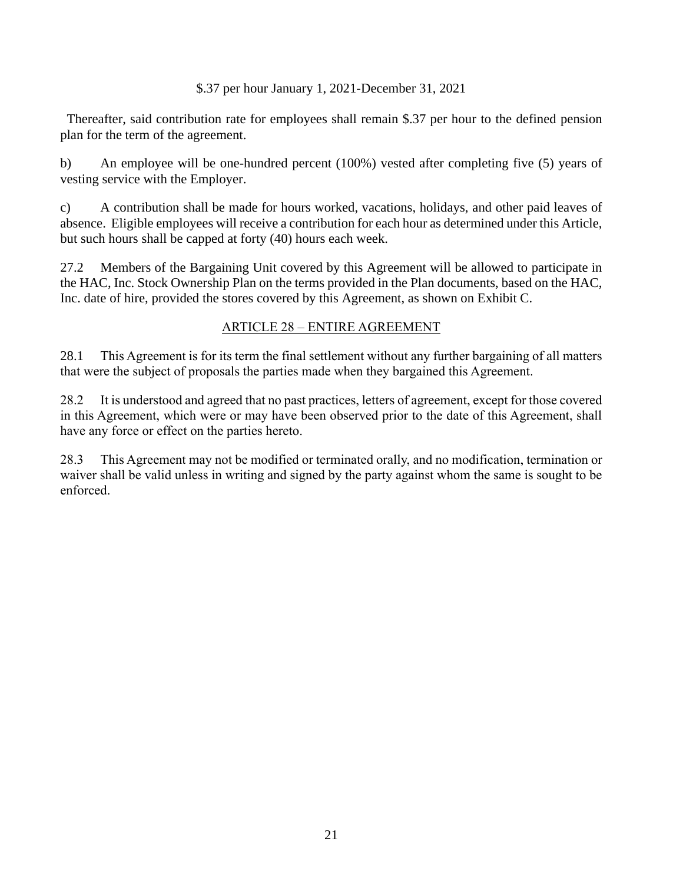$.37 per hour January 1, 2021-December 31, 2021

Thereafter, said contribution rate for employees shall remain $.37 per hour to the defined pension plan for the term of the agreement.

b) An employee will be one-hundred percent (100%) vested after completing five (5) years of vesting service with the Employer.

c) A contribution shall be made for hours worked, vacations, holidays, and other paid leaves of absence. Eligible employees will receive a contribution for each hour as determined under this Article, but such hours shall be capped at forty (40) hours each week.

27.2 Members of the Bargaining Unit covered by this Agreement will be allowed to participate in the HAC, Inc. Stock Ownership Plan on the terms provided in the Plan documents, based on the HAC, Inc. date of hire, provided the stores covered by this Agreement, as shown on Exhibit C.

## ARTICLE 28 – ENTIRE AGREEMENT

28.1 This Agreement is for its term the final settlement without any further bargaining of all matters that were the subject of proposals the parties made when they bargained this Agreement.

28.2 It is understood and agreed that no past practices, letters of agreement, except for those covered in this Agreement, which were or may have been observed prior to the date of this Agreement, shall have any force or effect on the parties hereto.

28.3 This Agreement may not be modified or terminated orally, and no modification, termination or waiver shall be valid unless in writing and signed by the party against whom the same is sought to be enforced.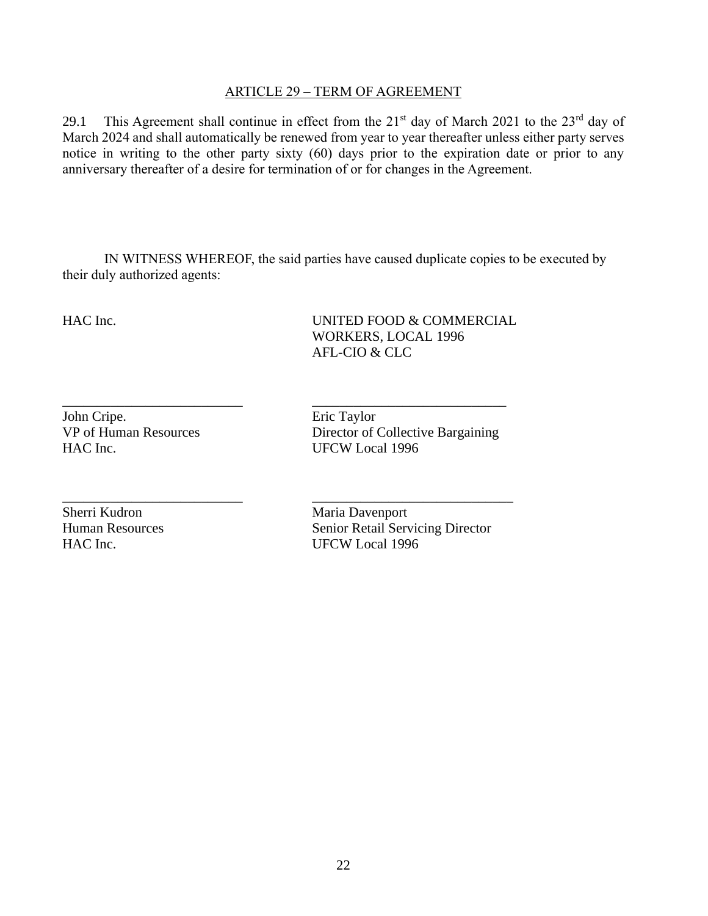## ARTICLE 29 – TERM OF AGREEMENT

29.1 This Agreement shall continue in effect from the 21st day of March 2021 to the 23rd day of March 2024 and shall automatically be renewed from year to year thereafter unless either party serves notice in writing to the other party sixty (60) days prior to the expiration date or prior to any anniversary thereafter of a desire for termination of or for changes in the Agreement.

IN WITNESS WHEREOF, the said parties have caused duplicate copies to be executed by their duly authorized agents:

| HAC Inc. | UNITED FOOD & COMMERCIAL WORKERS, LOCAL 1996 AFL-CIO & CLC |
|---|---|
| ___________________________ | ___________________________ |
| John Cripe.<br>VP of Human Resources<br>HAC Inc. | Eric Taylor<br>Director of Collective Bargaining<br>UFCW Local 1996 |
| ___________________________ | ___________________________ |
| Sherri Kudron<br>Human Resources<br>HAC Inc. | Maria Davenport<br>Senior Retail Servicing Director<br>UFCW Local 1996 |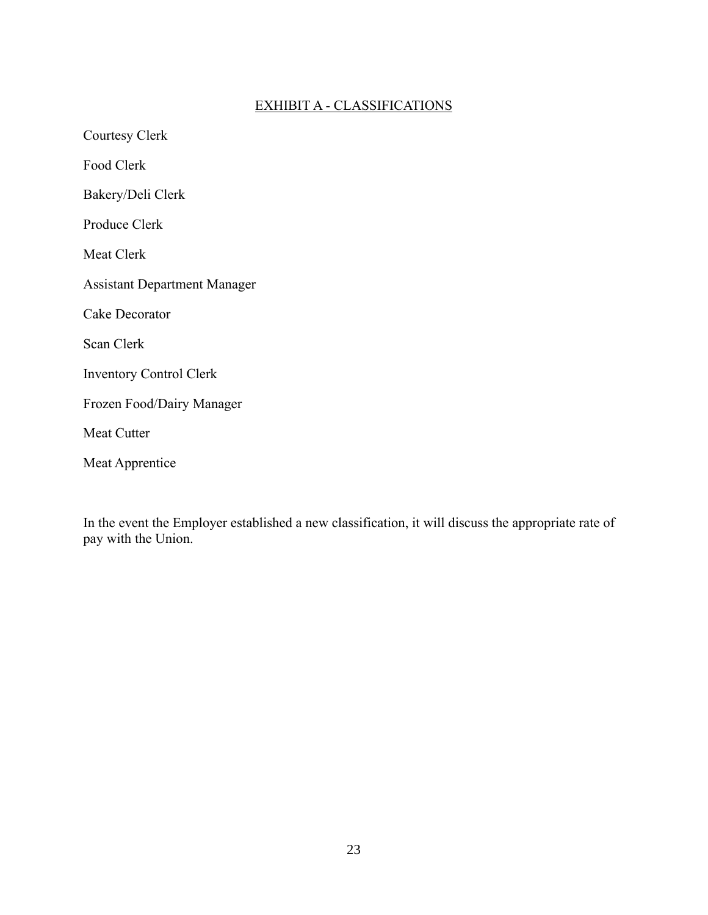## EXHIBIT A - CLASSIFICATIONS

Courtesy Clerk

Food Clerk

Bakery/Deli Clerk

Produce Clerk

Meat Clerk

Assistant Department Manager

Cake Decorator

Scan Clerk

Inventory Control Clerk

Frozen Food/Dairy Manager

Meat Cutter

Meat Apprentice

In the event the Employer established a new classification, it will discuss the appropriate rate of pay with the Union.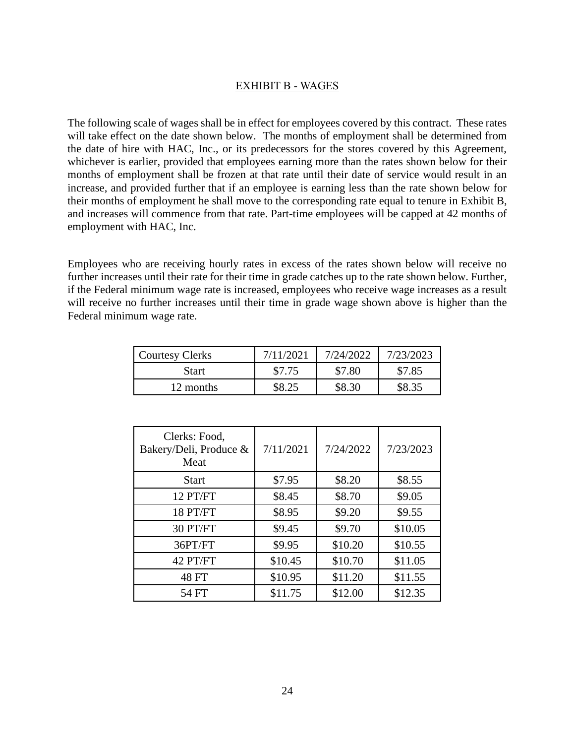## EXHIBIT B - WAGES

The following scale of wages shall be in effect for employees covered by this contract. These rates will take effect on the date shown below. The months of employment shall be determined from the date of hire with HAC, Inc., or its predecessors for the stores covered by this Agreement, whichever is earlier, provided that employees earning more than the rates shown below for their months of employment shall be frozen at that rate until their date of service would result in an increase, and provided further that if an employee is earning less than the rate shown below for their months of employment he shall move to the corresponding rate equal to tenure in Exhibit B, and increases will commence from that rate. Part-time employees will be capped at 42 months of employment with HAC, Inc.

Employees who are receiving hourly rates in excess of the rates shown below will receive no further increases until their rate for their time in grade catches up to the rate shown below. Further, if the Federal minimum wage rate is increased, employees who receive wage increases as a result will receive no further increases until their time in grade wage shown above is higher than the Federal minimum wage rate.

| Courtesy Clerks | 7/11/2021 | 7/24/2022 | 7/23/2023 |
|---|---|---|---|
| Start | $7.75 | $7.80 | $7.85 |
| 12 months | $8.25 | $8.30 | $8.35 |

| Clerks: Food, Bakery/Deli, Produce & Meat | 7/11/2021 | 7/24/2022 | 7/23/2023 |
|---|---|---|---|
| Start | $7.95 | $8.20 | $8.55 |
| 12 PT/FT | $8.45 | $8.70 | $9.05 |
| 18 PT/FT | $8.95 | $9.20 | $9.55 |
| 30 PT/FT | $9.45 | $9.70 | $10.05 |
| 36PT/FT | $9.95 | $10.20 | $10.55 |
| 42 PT/FT | $10.45 | $10.70 | $11.05 |
| 48 FT | $10.95 | $11.20 | $11.55 |
| 54 FT | $11.75 | $12.00 | $12.35 |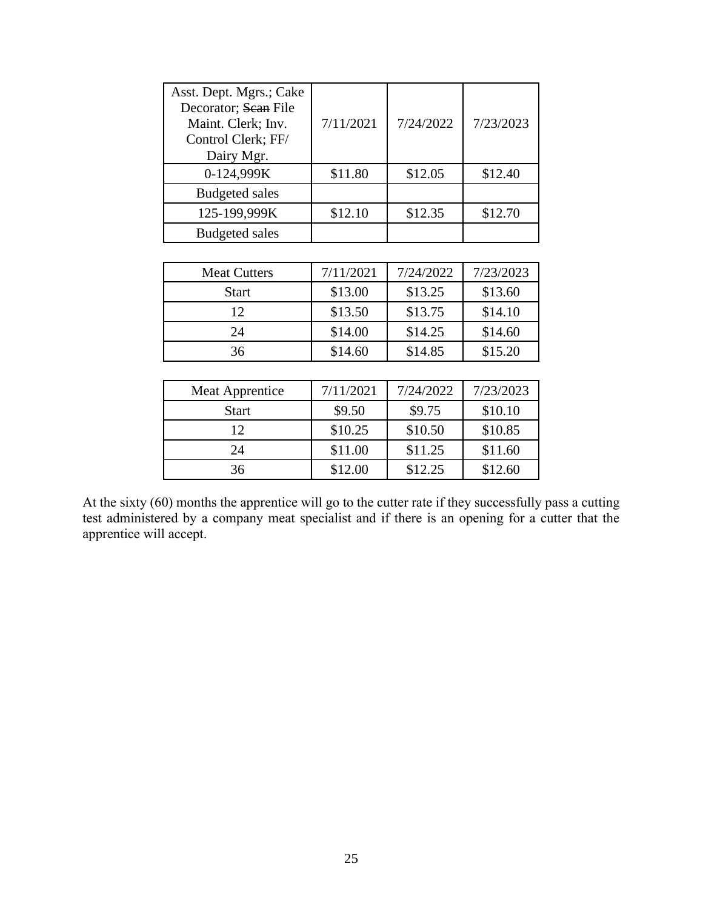| Asst. Dept. Mgrs.; Cake Decorator; ~~Scan~~ File Maint. Clerk; Inv. Control Clerk; FF/ Dairy Mgr. | 7/11/2021 | 7/24/2022 | 7/23/2023 |
|---|---|---|---|
| 0-124,999K | $11.80 | $12.05 | $12.40 |
| Budgeted sales | | | |
| 125-199,999K | $12.10 | $12.35 | $12.70 |
| Budgeted sales | | | |

| Meat Cutters | 7/11/2021 | 7/24/2022 | 7/23/2023 |
|---|---|---|---|
| Start | $13.00 | $13.25 | $13.60 |
| 12 | $13.50 | $13.75 | $14.10 |
| 24 | $14.00 | $14.25 | $14.60 |
| 36 | $14.60 | $14.85 | $15.20 |

| Meat Apprentice | 7/11/2021 | 7/24/2022 | 7/23/2023 |
|---|---|---|---|
| Start | $9.50 | $9.75 | $10.10 |
| 12 | $10.25 | $10.50 | $10.85 |
| 24 | $11.00 | $11.25 | $11.60 |
| 36 | $12.00 | $12.25 | $12.60 |

At the sixty (60) months the apprentice will go to the cutter rate if they successfully pass a cutting test administered by a company meat specialist and if there is an opening for a cutter that the apprentice will accept.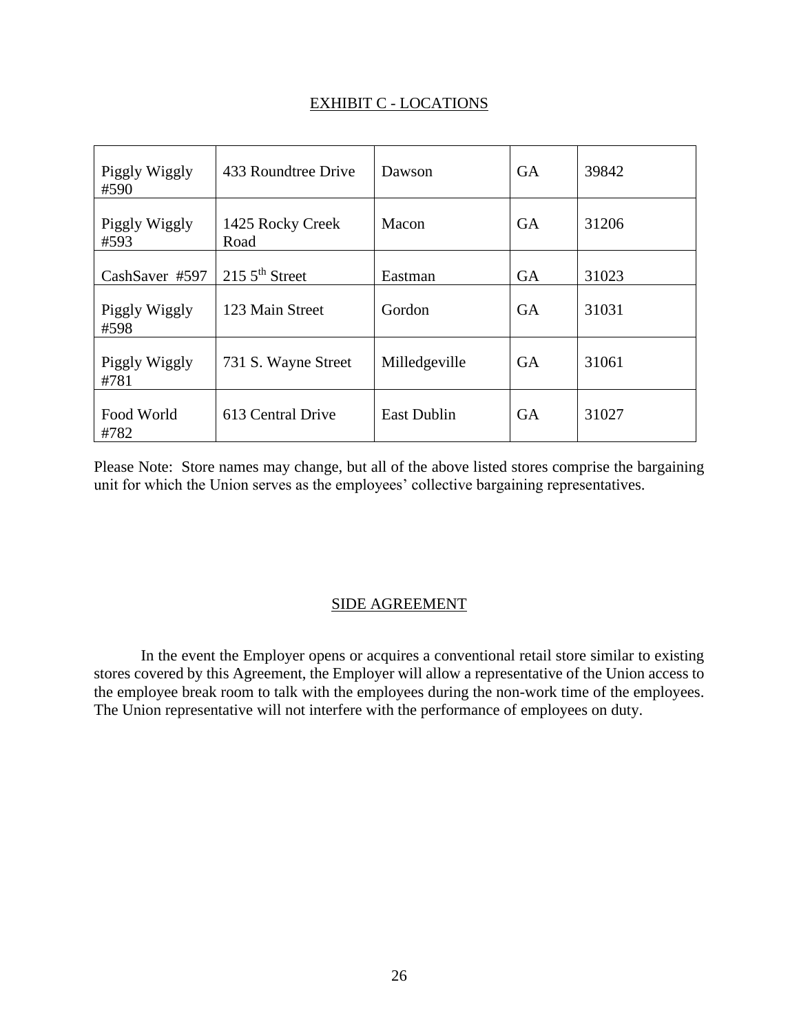## EXHIBIT C - LOCATIONS

| | | | | |
|---|---|---|---|---|
| Piggly Wiggly #590 | 433 Roundtree Drive | Dawson | GA | 39842 |
| Piggly Wiggly #593 | 1425 Rocky Creek Road | Macon | GA | 31206 |
| CashSaver #597 | 215 5th Street | Eastman | GA | 31023 |
| Piggly Wiggly #598 | 123 Main Street | Gordon | GA | 31031 |
| Piggly Wiggly #781 | 731 S. Wayne Street | Milledgeville | GA | 31061 |
| Food World #782 | 613 Central Drive | East Dublin | GA | 31027 |

Please Note: Store names may change, but all of the above listed stores comprise the bargaining unit for which the Union serves as the employees' collective bargaining representatives.

## SIDE AGREEMENT

In the event the Employer opens or acquires a conventional retail store similar to existing stores covered by this Agreement, the Employer will allow a representative of the Union access to the employee break room to talk with the employees during the non-work time of the employees. The Union representative will not interfere with the performance of employees on duty.